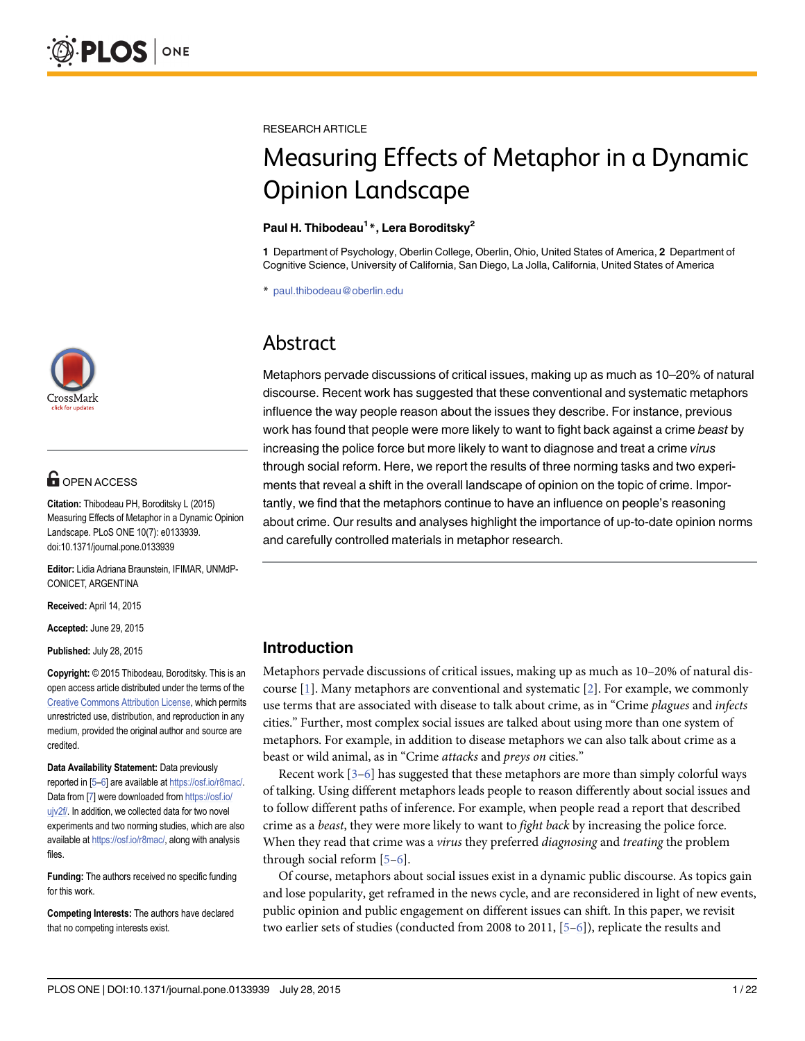RESEARCH ARTICLE

# Measuring Effects of Metaphor in a Dynamic Opinion Landscape

**Paul H. Thibodeau[1]*, Lera Boroditsky[2]**

**1** Department of Psychology, Oberlin College, Oberlin, Ohio, United States of America, **2** Department of Cognitive Science, University of California, San Diego, La Jolla, California, United States of America

* paul.thibodeau@oberlin.edu

OPEN ACCESS

**Citation:** Thibodeau PH, Boroditsky L (2015) Measuring Effects of Metaphor in a Dynamic Opinion Landscape. PLoS ONE 10(7): e0133939. doi:10.1371/journal.pone.0133939

**Editor:** Lidia Adriana Braunstein, IFIMAR, UNMdP-CONICET, ARGENTINA

**Received:** April 14, 2015

**Accepted:** June 29, 2015

**Published:** July 28, 2015

**Copyright:** © 2015 Thibodeau, Boroditsky. This is an open access article distributed under the terms of the Creative Commons Attribution License, which permits unrestricted use, distribution, and reproduction in any medium, provided the original author and source are credited.

**Data Availability Statement:** Data previously reported in [5–6] are available at https://osf.io/r8mac/. Data from [7] were downloaded from https://osf.io/ujv2f/. In addition, we collected data for two novel experiments and two norming studies, which are also available at https://osf.io/r8mac/, along with analysis files.

**Funding:** The authors received no specific funding for this work.

**Competing Interests:** The authors have declared that no competing interests exist.

## Abstract

Metaphors pervade discussions of critical issues, making up as much as 10–20% of natural discourse. Recent work has suggested that these conventional and systematic metaphors influence the way people reason about the issues they describe. For instance, previous work has found that people were more likely to want to fight back against a crime *beast* by increasing the police force but more likely to want to diagnose and treat a crime *virus* through social reform. Here, we report the results of three norming tasks and two experiments that reveal a shift in the overall landscape of opinion on the topic of crime. Importantly, we find that the metaphors continue to have an influence on people's reasoning about crime. Our results and analyses highlight the importance of up-to-date opinion norms and carefully controlled materials in metaphor research.

## Introduction

Metaphors pervade discussions of critical issues, making up as much as 10–20% of natural discourse [1]. Many metaphors are conventional and systematic [2]. For example, we commonly use terms that are associated with disease to talk about crime, as in "Crime *plagues* and *infects* cities." Further, most complex social issues are talked about using more than one system of metaphors. For example, in addition to disease metaphors we can also talk about crime as a beast or wild animal, as in "Crime *attacks* and *preys on* cities."

Recent work [3–6] has suggested that these metaphors are more than simply colorful ways of talking. Using different metaphors leads people to reason differently about social issues and to follow different paths of inference. For example, when people read a report that described crime as a *beast*, they were more likely to want to *fight back* by increasing the police force. When they read that crime was a *virus* they preferred *diagnosing* and *treating* the problem through social reform [5–6].

Of course, metaphors about social issues exist in a dynamic public discourse. As topics gain and lose popularity, get reframed in the news cycle, and are reconsidered in light of new events, public opinion and public engagement on different issues can shift. In this paper, we revisit two earlier sets of studies (conducted from 2008 to 2011, [5–6]), replicate the results and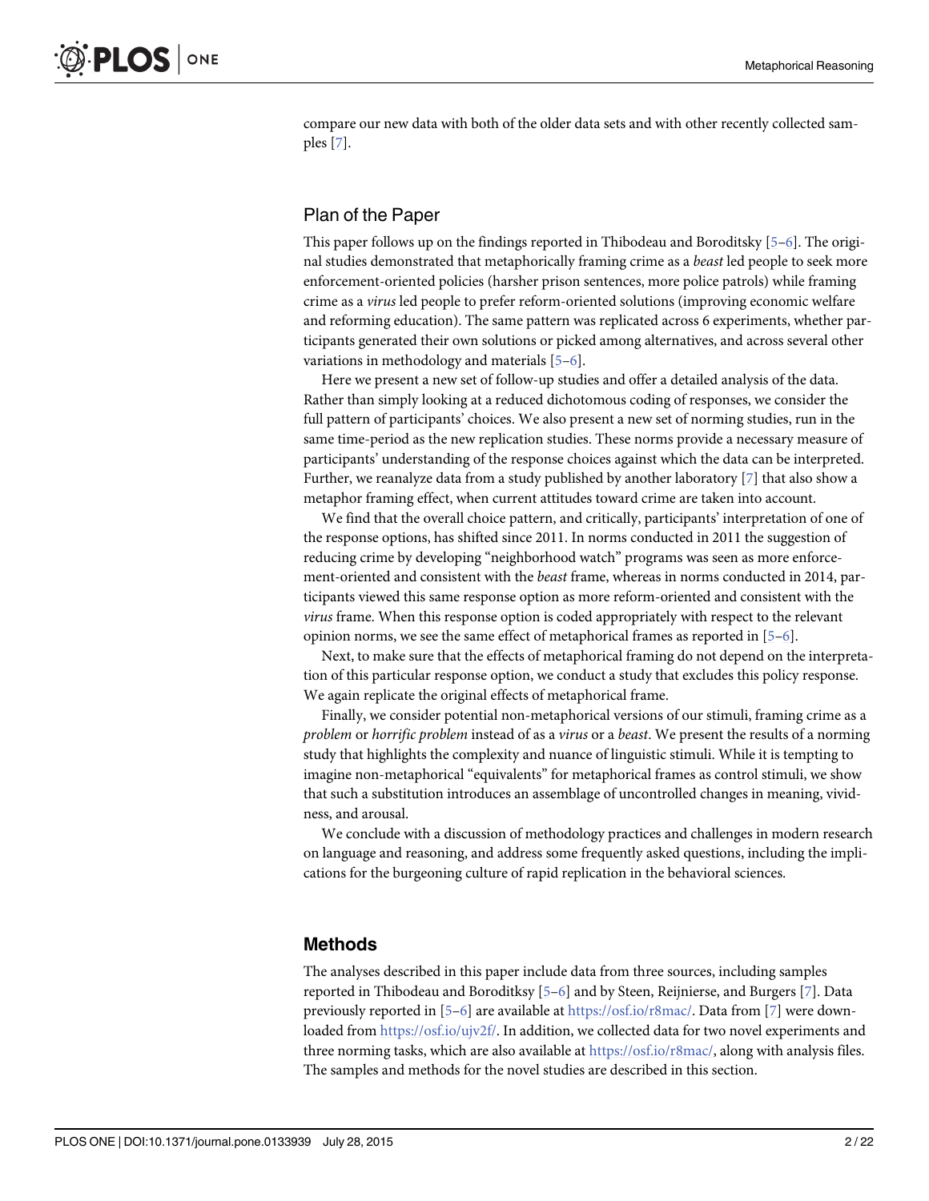compare our new data with both of the older data sets and with other recently collected samples [7].

## Plan of the Paper

This paper follows up on the findings reported in Thibodeau and Boroditsky [5–6]. The original studies demonstrated that metaphorically framing crime as a *beast* led people to seek more enforcement-oriented policies (harsher prison sentences, more police patrols) while framing crime as a *virus* led people to prefer reform-oriented solutions (improving economic welfare and reforming education). The same pattern was replicated across 6 experiments, whether participants generated their own solutions or picked among alternatives, and across several other variations in methodology and materials [5–6].

Here we present a new set of follow-up studies and offer a detailed analysis of the data. Rather than simply looking at a reduced dichotomous coding of responses, we consider the full pattern of participants' choices. We also present a new set of norming studies, run in the same time-period as the new replication studies. These norms provide a necessary measure of participants' understanding of the response choices against which the data can be interpreted. Further, we reanalyze data from a study published by another laboratory [7] that also show a metaphor framing effect, when current attitudes toward crime are taken into account.

We find that the overall choice pattern, and critically, participants' interpretation of one of the response options, has shifted since 2011. In norms conducted in 2011 the suggestion of reducing crime by developing "neighborhood watch" programs was seen as more enforcement-oriented and consistent with the *beast* frame, whereas in norms conducted in 2014, participants viewed this same response option as more reform-oriented and consistent with the *virus* frame. When this response option is coded appropriately with respect to the relevant opinion norms, we see the same effect of metaphorical frames as reported in [5–6].

Next, to make sure that the effects of metaphorical framing do not depend on the interpretation of this particular response option, we conduct a study that excludes this policy response. We again replicate the original effects of metaphorical frame.

Finally, we consider potential non-metaphorical versions of our stimuli, framing crime as a *problem* or *horrific problem* instead of as a *virus* or a *beast*. We present the results of a norming study that highlights the complexity and nuance of linguistic stimuli. While it is tempting to imagine non-metaphorical "equivalents" for metaphorical frames as control stimuli, we show that such a substitution introduces an assemblage of uncontrolled changes in meaning, vividness, and arousal.

We conclude with a discussion of methodology practices and challenges in modern research on language and reasoning, and address some frequently asked questions, including the implications for the burgeoning culture of rapid replication in the behavioral sciences.

## Methods

The analyses described in this paper include data from three sources, including samples reported in Thibodeau and Boroditksy [5–6] and by Steen, Reijnierse, and Burgers [7]. Data previously reported in [5–6] are available at https://osf.io/r8mac/. Data from [7] were downloaded from https://osf.io/ujv2f/. In addition, we collected data for two novel experiments and three norming tasks, which are also available at https://osf.io/r8mac/, along with analysis files. The samples and methods for the novel studies are described in this section.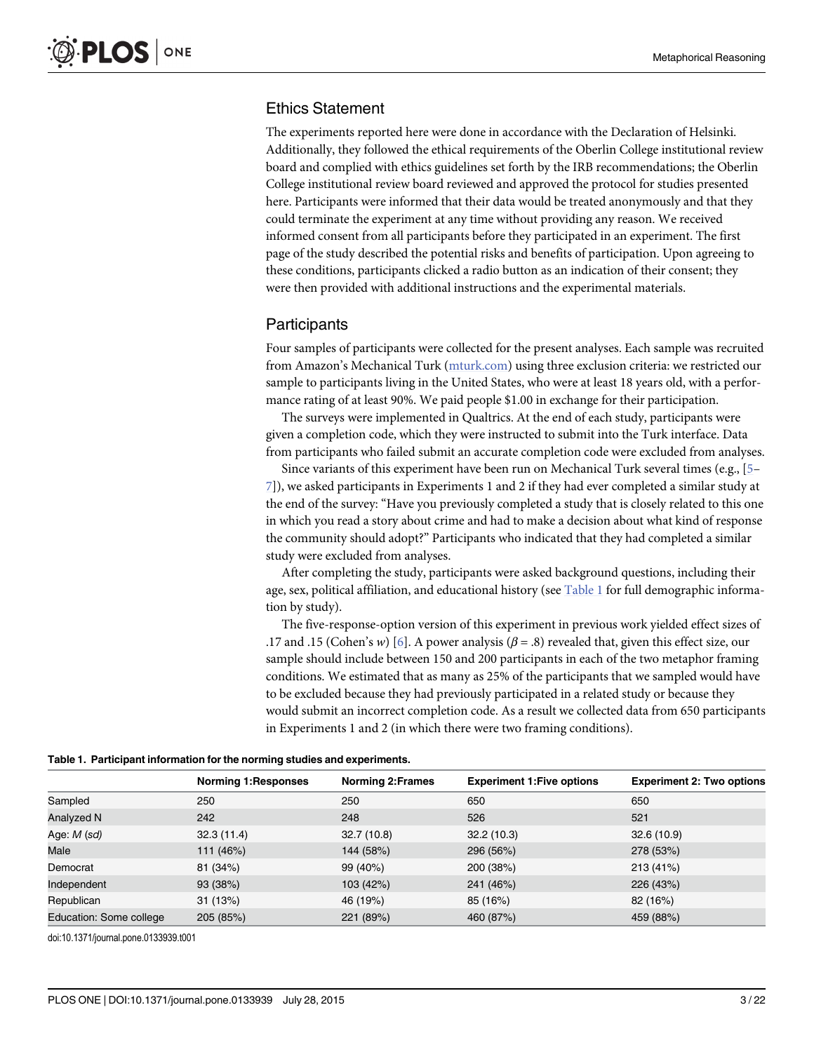## Ethics Statement

The experiments reported here were done in accordance with the Declaration of Helsinki. Additionally, they followed the ethical requirements of the Oberlin College institutional review board and complied with ethics guidelines set forth by the IRB recommendations; the Oberlin College institutional review board reviewed and approved the protocol for studies presented here. Participants were informed that their data would be treated anonymously and that they could terminate the experiment at any time without providing any reason. We received informed consent from all participants before they participated in an experiment. The first page of the study described the potential risks and benefits of participation. Upon agreeing to these conditions, participants clicked a radio button as an indication of their consent; they were then provided with additional instructions and the experimental materials.

## Participants

Four samples of participants were collected for the present analyses. Each sample was recruited from Amazon's Mechanical Turk (mturk.com) using three exclusion criteria: we restricted our sample to participants living in the United States, who were at least 18 years old, with a performance rating of at least 90%. We paid people $1.00 in exchange for their participation.

The surveys were implemented in Qualtrics. At the end of each study, participants were given a completion code, which they were instructed to submit into the Turk interface. Data from participants who failed submit an accurate completion code were excluded from analyses.

Since variants of this experiment have been run on Mechanical Turk several times (e.g., [5–7]), we asked participants in Experiments 1 and 2 if they had ever completed a similar study at the end of the survey: "Have you previously completed a study that is closely related to this one in which you read a story about crime and had to make a decision about what kind of response the community should adopt?" Participants who indicated that they had completed a similar study were excluded from analyses.

After completing the study, participants were asked background questions, including their age, sex, political affiliation, and educational history (see Table 1 for full demographic information by study).

The five-response-option version of this experiment in previous work yielded effect sizes of .17 and .15 (Cohen's *w*) [6]. A power analysis ($\beta = .8$) revealed that, given this effect size, our sample should include between 150 and 200 participants in each of the two metaphor framing conditions. We estimated that as many as 25% of the participants that we sampled would have to be excluded because they had previously participated in a related study or because they would submit an incorrect completion code. As a result we collected data from 650 participants in Experiments 1 and 2 (in which there were two framing conditions).

**Table 1. Participant information for the norming studies and experiments.**

| | Norming 1:Responses | Norming 2:Frames | Experiment 1:Five options | Experiment 2: Two options |
|---|---|---|---|---|
| Sampled | 250 | 250 | 650 | 650 |
| Analyzed N | 242 | 248 | 526 | 521 |
| Age: *M* (*sd*) | 32.3 (11.4) | 32.7 (10.8) | 32.2 (10.3) | 32.6 (10.9) |
| Male | 111 (46%) | 144 (58%) | 296 (56%) | 278 (53%) |
| Democrat | 81 (34%) | 99 (40%) | 200 (38%) | 213 (41%) |
| Independent | 93 (38%) | 103 (42%) | 241 (46%) | 226 (43%) |
| Republican | 31 (13%) | 46 (19%) | 85 (16%) | 82 (16%) |
| Education: Some college | 205 (85%) | 221 (89%) | 460 (87%) | 459 (88%) |

doi:10.1371/journal.pone.0133939.t001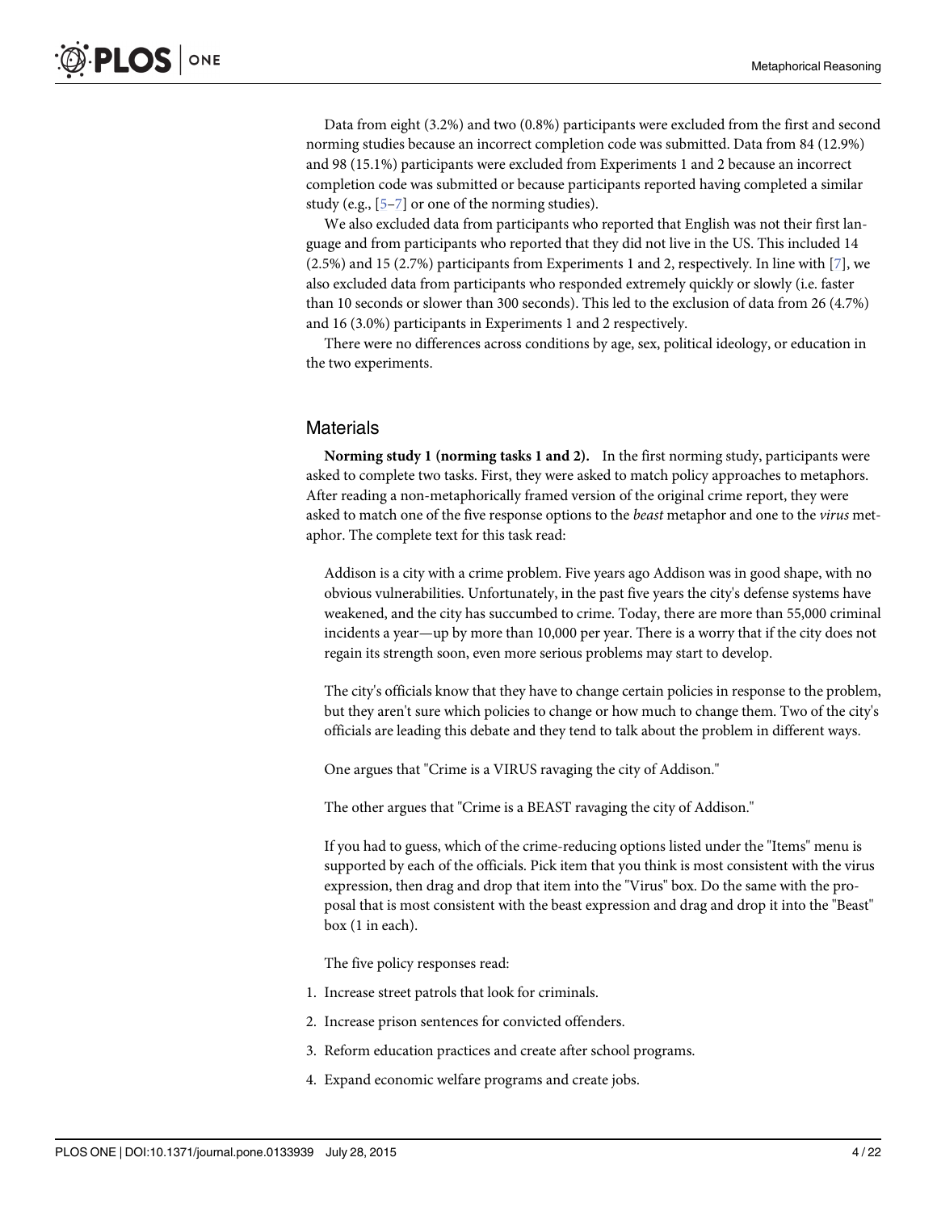Data from eight (3.2%) and two (0.8%) participants were excluded from the first and second norming studies because an incorrect completion code was submitted. Data from 84 (12.9%) and 98 (15.1%) participants were excluded from Experiments 1 and 2 because an incorrect completion code was submitted or because participants reported having completed a similar study (e.g., [5–7] or one of the norming studies).

We also excluded data from participants who reported that English was not their first language and from participants who reported that they did not live in the US. This included 14 (2.5%) and 15 (2.7%) participants from Experiments 1 and 2, respectively. In line with [7], we also excluded data from participants who responded extremely quickly or slowly (i.e. faster than 10 seconds or slower than 300 seconds). This led to the exclusion of data from 26 (4.7%) and 16 (3.0%) participants in Experiments 1 and 2 respectively.

There were no differences across conditions by age, sex, political ideology, or education in the two experiments.

## Materials

**Norming study 1 (norming tasks 1 and 2).** In the first norming study, participants were asked to complete two tasks. First, they were asked to match policy approaches to metaphors. After reading a non-metaphorically framed version of the original crime report, they were asked to match one of the five response options to the *beast* metaphor and one to the *virus* metaphor. The complete text for this task read:

> Addison is a city with a crime problem. Five years ago Addison was in good shape, with no obvious vulnerabilities. Unfortunately, in the past five years the city's defense systems have weakened, and the city has succumbed to crime. Today, there are more than 55,000 criminal incidents a year—up by more than 10,000 per year. There is a worry that if the city does not regain its strength soon, even more serious problems may start to develop.
>
> The city's officials know that they have to change certain policies in response to the problem, but they aren't sure which policies to change or how much to change them. Two of the city's officials are leading this debate and they tend to talk about the problem in different ways.
>
> One argues that "Crime is a VIRUS ravaging the city of Addison."
>
> The other argues that "Crime is a BEAST ravaging the city of Addison."
>
> If you had to guess, which of the crime-reducing options listed under the "Items" menu is supported by each of the officials. Pick item that you think is most consistent with the virus expression, then drag and drop that item into the "Virus" box. Do the same with the proposal that is most consistent with the beast expression and drag and drop it into the "Beast" box (1 in each).
>
> The five policy responses read:

1. Increase street patrols that look for criminals.
2. Increase prison sentences for convicted offenders.
3. Reform education practices and create after school programs.
4. Expand economic welfare programs and create jobs.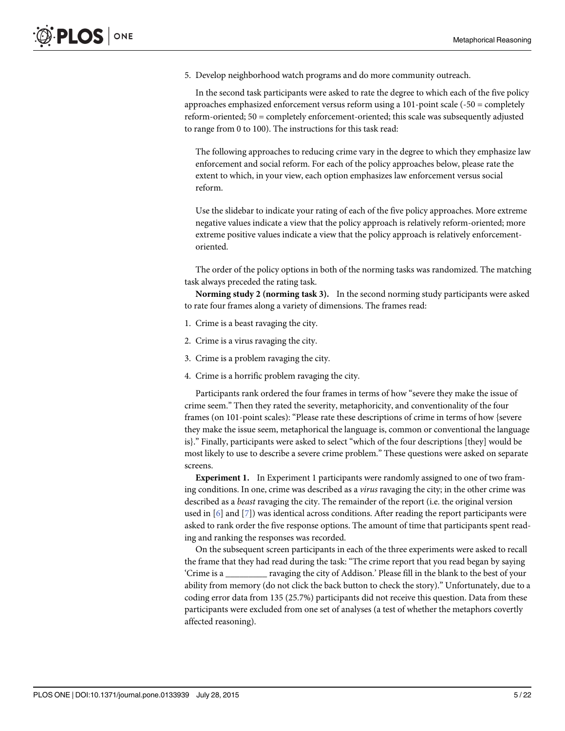5. Develop neighborhood watch programs and do more community outreach.

In the second task participants were asked to rate the degree to which each of the five policy approaches emphasized enforcement versus reform using a 101-point scale (-50 = completely reform-oriented; 50 = completely enforcement-oriented; this scale was subsequently adjusted to range from 0 to 100). The instructions for this task read:

> The following approaches to reducing crime vary in the degree to which they emphasize law enforcement and social reform. For each of the policy approaches below, please rate the extent to which, in your view, each option emphasizes law enforcement versus social reform.
>
> Use the slidebar to indicate your rating of each of the five policy approaches. More extreme negative values indicate a view that the policy approach is relatively reform-oriented; more extreme positive values indicate a view that the policy approach is relatively enforcement-oriented.

The order of the policy options in both of the norming tasks was randomized. The matching task always preceded the rating task.

**Norming study 2 (norming task 3).** In the second norming study participants were asked to rate four frames along a variety of dimensions. The frames read:

1. Crime is a beast ravaging the city.
2. Crime is a virus ravaging the city.
3. Crime is a problem ravaging the city.
4. Crime is a horrific problem ravaging the city.

Participants rank ordered the four frames in terms of how "severe they make the issue of crime seem." Then they rated the severity, metaphoricity, and conventionality of the four frames (on 101-point scales): "Please rate these descriptions of crime in terms of how {severe they make the issue seem, metaphorical the language is, common or conventional the language is}." Finally, participants were asked to select "which of the four descriptions [they] would be most likely to use to describe a severe crime problem." These questions were asked on separate screens.

**Experiment 1.** In Experiment 1 participants were randomly assigned to one of two framing conditions. In one, crime was described as a *virus* ravaging the city; in the other crime was described as a *beast* ravaging the city. The remainder of the report (i.e. the original version used in [6] and [7]) was identical across conditions. After reading the report participants were asked to rank order the five response options. The amount of time that participants spent reading and ranking the responses was recorded.

On the subsequent screen participants in each of the three experiments were asked to recall the frame that they had read during the task: "The crime report that you read began by saying 'Crime is a _________ ravaging the city of Addison.' Please fill in the blank to the best of your ability from memory (do not click the back button to check the story)." Unfortunately, due to a coding error data from 135 (25.7%) participants did not receive this question. Data from these participants were excluded from one set of analyses (a test of whether the metaphors covertly affected reasoning).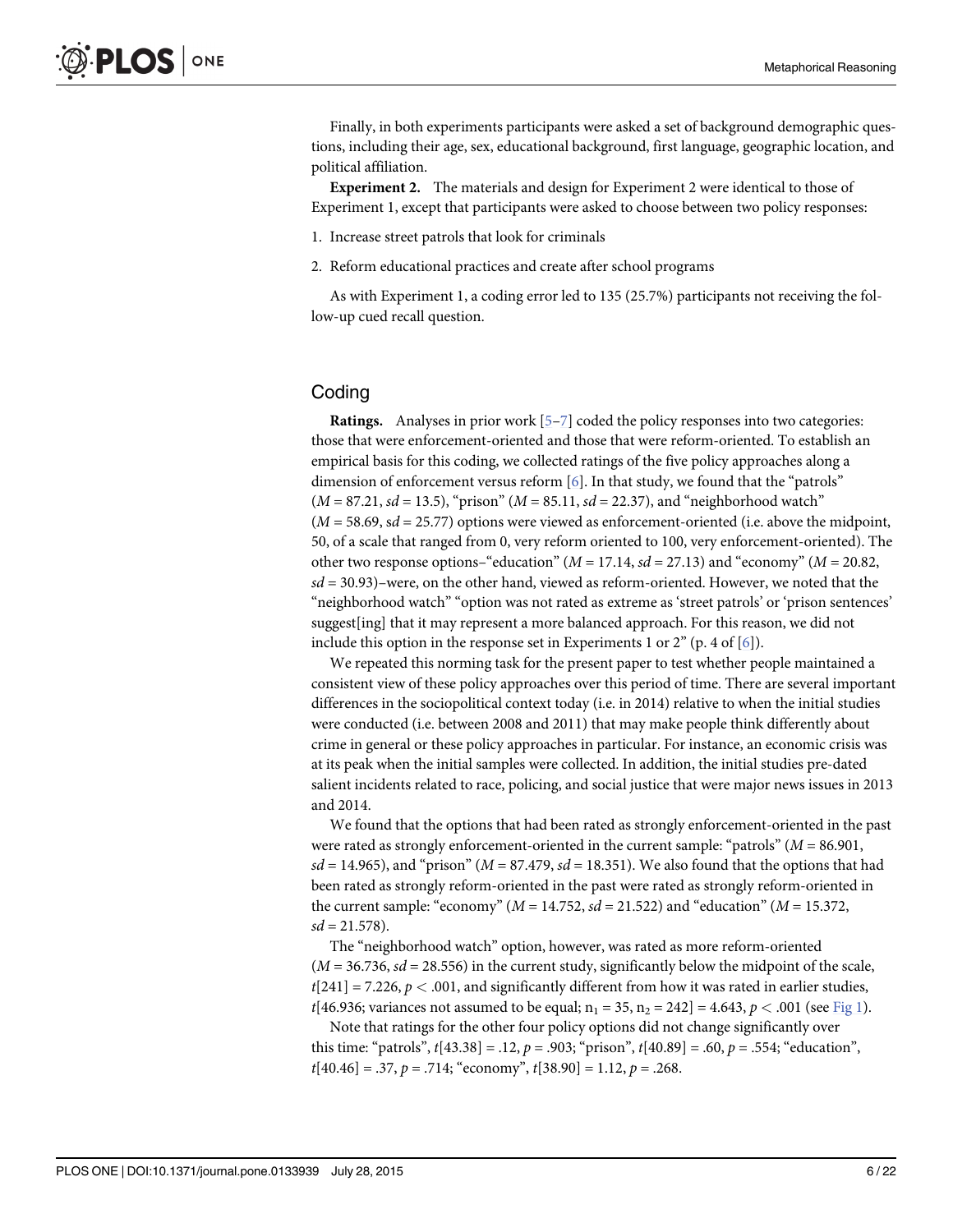Finally, in both experiments participants were asked a set of background demographic questions, including their age, sex, educational background, first language, geographic location, and political affiliation.

**Experiment 2.** The materials and design for Experiment 2 were identical to those of Experiment 1, except that participants were asked to choose between two policy responses:

1. Increase street patrols that look for criminals
2. Reform educational practices and create after school programs

As with Experiment 1, a coding error led to 135 (25.7%) participants not receiving the follow-up cued recall question.

## Coding

**Ratings.** Analyses in prior work [5–7] coded the policy responses into two categories: those that were enforcement-oriented and those that were reform-oriented. To establish an empirical basis for this coding, we collected ratings of the five policy approaches along a dimension of enforcement versus reform [6]. In that study, we found that the "patrols" ($M$ = 87.21, $sd$ = 13.5), "prison" ($M$ = 85.11, $sd$ = 22.37), and "neighborhood watch" ($M$ = 58.69, s$d$ = 25.77) options were viewed as enforcement-oriented (i.e. above the midpoint, 50, of a scale that ranged from 0, very reform oriented to 100, very enforcement-oriented). The other two response options–"education" ($M$ = 17.14, $sd$ = 27.13) and "economy" ($M$ = 20.82, $sd$ = 30.93)–were, on the other hand, viewed as reform-oriented. However, we noted that the "neighborhood watch" "option was not rated as extreme as 'street patrols' or 'prison sentences' suggest[ing] that it may represent a more balanced approach. For this reason, we did not include this option in the response set in Experiments 1 or 2" (p. 4 of [6]).

We repeated this norming task for the present paper to test whether people maintained a consistent view of these policy approaches over this period of time. There are several important differences in the sociopolitical context today (i.e. in 2014) relative to when the initial studies were conducted (i.e. between 2008 and 2011) that may make people think differently about crime in general or these policy approaches in particular. For instance, an economic crisis was at its peak when the initial samples were collected. In addition, the initial studies pre-dated salient incidents related to race, policing, and social justice that were major news issues in 2013 and 2014.

We found that the options that had been rated as strongly enforcement-oriented in the past were rated as strongly enforcement-oriented in the current sample: "patrols" ($M$ = 86.901, $sd$ = 14.965), and "prison" ($M$ = 87.479, $sd$ = 18.351). We also found that the options that had been rated as strongly reform-oriented in the past were rated as strongly reform-oriented in the current sample: "economy" ($M$ = 14.752, $sd$ = 21.522) and "education" ($M$ = 15.372, $sd$ = 21.578).

The "neighborhood watch" option, however, was rated as more reform-oriented ($M$ = 36.736, $sd$ = 28.556) in the current study, significantly below the midpoint of the scale, $t[241] = 7.226$, $p < .001$, and significantly different from how it was rated in earlier studies, $t$[46.936; variances not assumed to be equal; $n_1 = 35$, $n_2 = 242$] = 4.643, $p < .001$ (see Fig 1).

Note that ratings for the other four policy options did not change significantly over this time: "patrols", $t[43.38] = .12$, $p = .903$; "prison", $t[40.89] = .60$, $p = .554$; "education", $t[40.46] = .37$, $p = .714$; "economy", $t[38.90] = 1.12$, $p = .268$.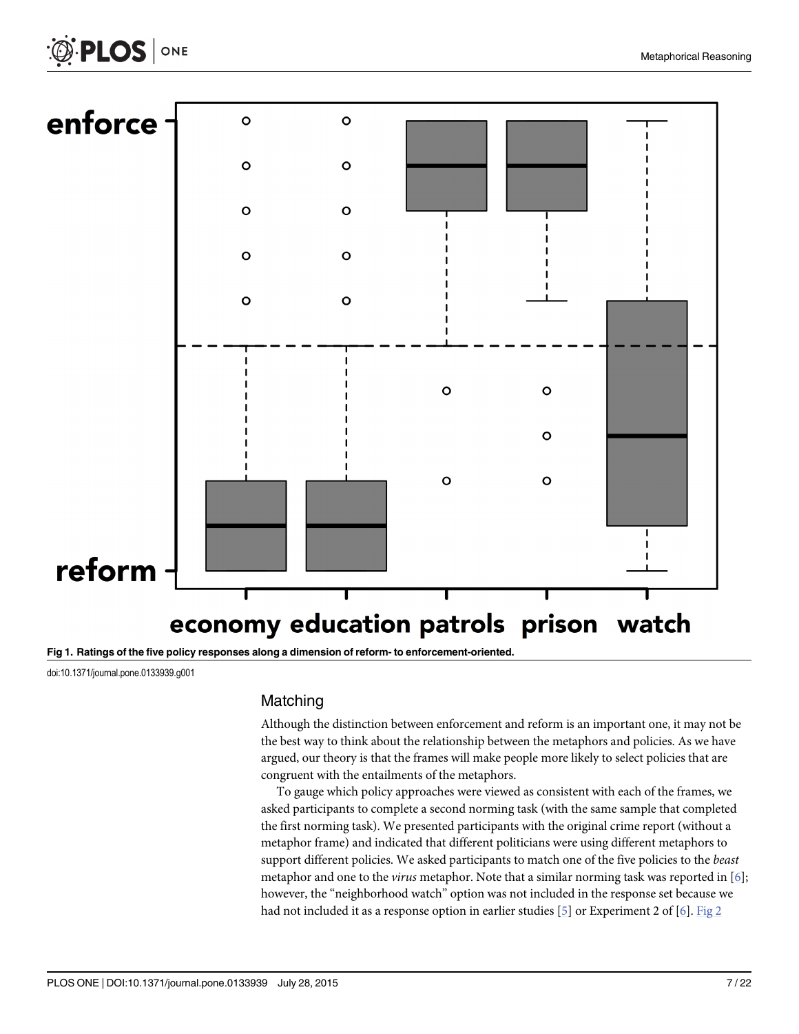Fig 1. Ratings of the five policy responses along a dimension of reform- to enforcement-oriented.

doi:10.1371/journal.pone.0133939.g001

### Matching

Although the distinction between enforcement and reform is an important one, it may not be the best way to think about the relationship between the metaphors and policies. As we have argued, our theory is that the frames will make people more likely to select policies that are congruent with the entailments of the metaphors.

To gauge which policy approaches were viewed as consistent with each of the frames, we asked participants to complete a second norming task (with the same sample that completed the first norming task). We presented participants with the original crime report (without a metaphor frame) and indicated that different politicians were using different metaphors to support different policies. We asked participants to match one of the five policies to the *beast* metaphor and one to the *virus* metaphor. Note that a similar norming task was reported in [6]; however, the "neighborhood watch" option was not included in the response set because we had not included it as a response option in earlier studies [5] or Experiment 2 of [6]. Fig 2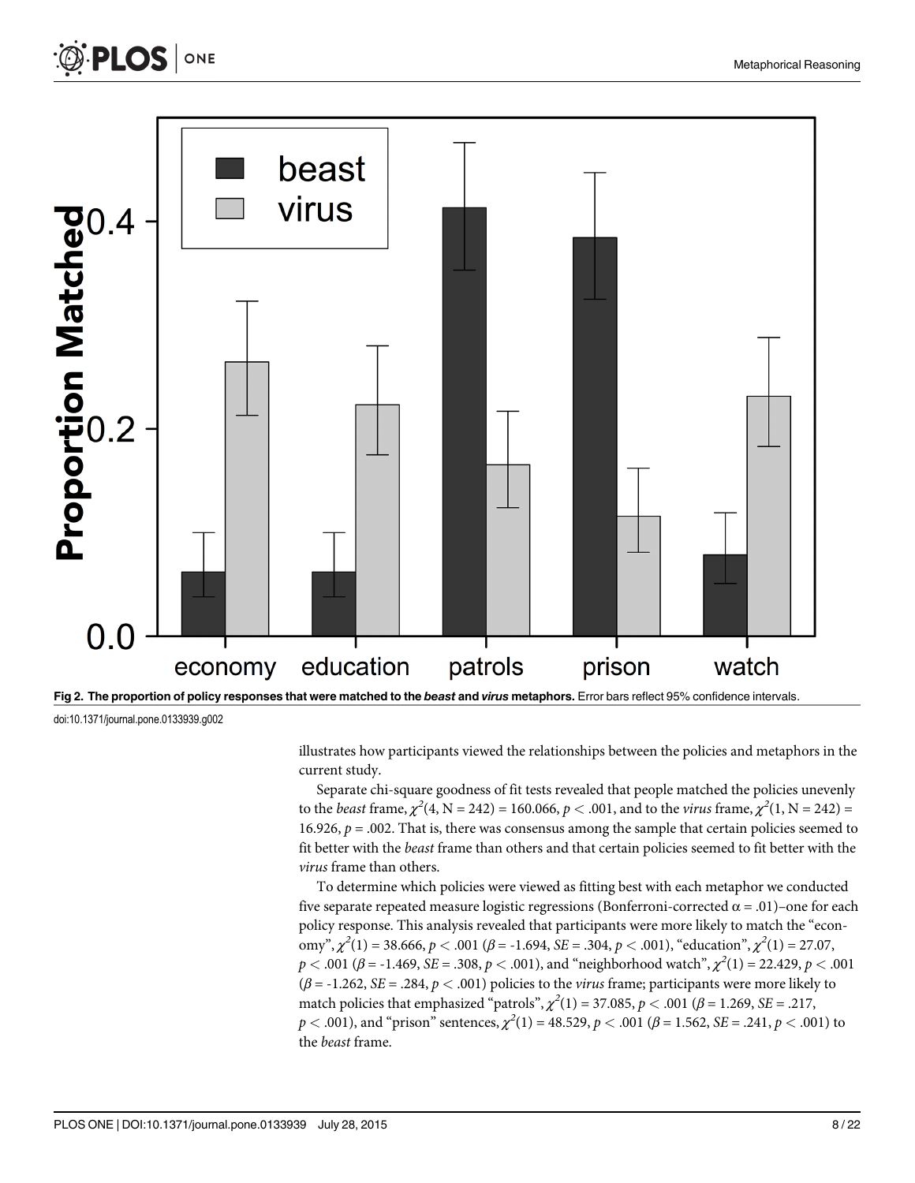Fig 2. The proportion of policy responses that were matched to the *beast* and *virus* metaphors. Error bars reflect 95% confidence intervals.

doi:10.1371/journal.pone.0133939.g002

illustrates how participants viewed the relationships between the policies and metaphors in the current study.

Separate chi-square goodness of fit tests revealed that people matched the policies unevenly to the *beast* frame, $\chi^2(4, N = 242) = 160.066$, $p < .001$, and to the *virus* frame, $\chi^2(1, N = 242) = 16.926$, $p = .002$. That is, there was consensus among the sample that certain policies seemed to fit better with the *beast* frame than others and that certain policies seemed to fit better with the *virus* frame than others.

To determine which policies were viewed as fitting best with each metaphor we conducted five separate repeated measure logistic regressions (Bonferroni-corrected $\alpha = .01$)–one for each policy response. This analysis revealed that participants were more likely to match the "economy", $\chi^2(1) = 38.666$, $p < .001$ ($\beta = -1.694$, $SE = .304$, $p < .001$), "education", $\chi^2(1) = 27.07$, $p < .001$ ($\beta = -1.469$, $SE = .308$, $p < .001$), and "neighborhood watch", $\chi^2(1) = 22.429$, $p < .001$ ($\beta = -1.262$, $SE = .284$, $p < .001$) policies to the *virus* frame; participants were more likely to match policies that emphasized "patrols", $\chi^2(1) = 37.085$, $p < .001$ ($\beta = 1.269$, $SE = .217$, $p < .001$), and "prison" sentences, $\chi^2(1) = 48.529$, $p < .001$ ($\beta = 1.562$, $SE = .241$, $p < .001$) to the *beast* frame.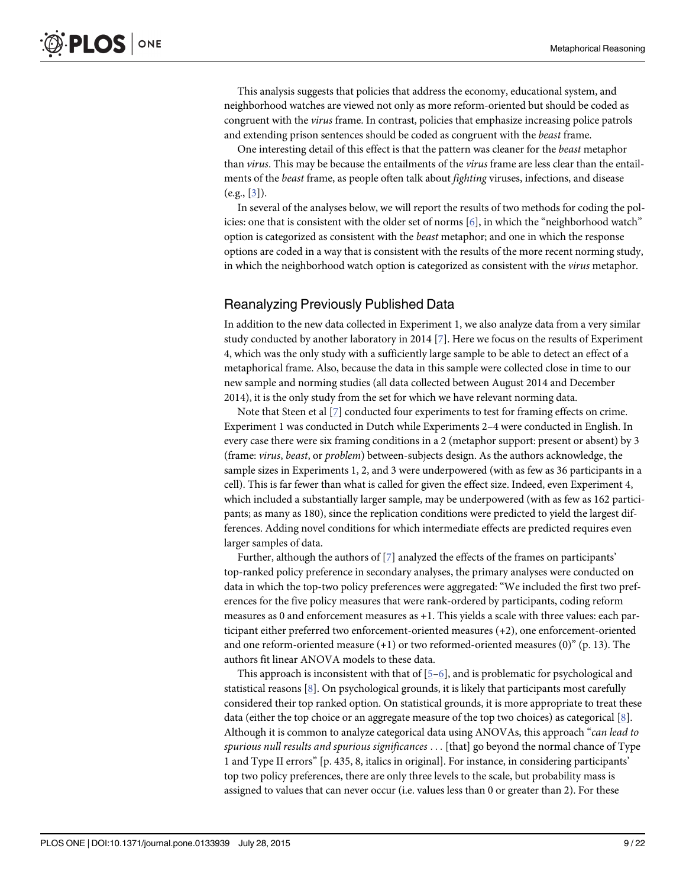This analysis suggests that policies that address the economy, educational system, and neighborhood watches are viewed not only as more reform-oriented but should be coded as congruent with the *virus* frame. In contrast, policies that emphasize increasing police patrols and extending prison sentences should be coded as congruent with the *beast* frame.

One interesting detail of this effect is that the pattern was cleaner for the *beast* metaphor than *virus*. This may be because the entailments of the *virus* frame are less clear than the entailments of the *beast* frame, as people often talk about *fighting* viruses, infections, and disease (e.g., [3]).

In several of the analyses below, we will report the results of two methods for coding the policies: one that is consistent with the older set of norms [6], in which the "neighborhood watch" option is categorized as consistent with the *beast* metaphor; and one in which the response options are coded in a way that is consistent with the results of the more recent norming study, in which the neighborhood watch option is categorized as consistent with the *virus* metaphor.

## Reanalyzing Previously Published Data

In addition to the new data collected in Experiment 1, we also analyze data from a very similar study conducted by another laboratory in 2014 [7]. Here we focus on the results of Experiment 4, which was the only study with a sufficiently large sample to be able to detect an effect of a metaphorical frame. Also, because the data in this sample were collected close in time to our new sample and norming studies (all data collected between August 2014 and December 2014), it is the only study from the set for which we have relevant norming data.

Note that Steen et al [7] conducted four experiments to test for framing effects on crime. Experiment 1 was conducted in Dutch while Experiments 2–4 were conducted in English. In every case there were six framing conditions in a 2 (metaphor support: present or absent) by 3 (frame: *virus*, *beast*, or *problem*) between-subjects design. As the authors acknowledge, the sample sizes in Experiments 1, 2, and 3 were underpowered (with as few as 36 participants in a cell). This is far fewer than what is called for given the effect size. Indeed, even Experiment 4, which included a substantially larger sample, may be underpowered (with as few as 162 participants; as many as 180), since the replication conditions were predicted to yield the largest differences. Adding novel conditions for which intermediate effects are predicted requires even larger samples of data.

Further, although the authors of [7] analyzed the effects of the frames on participants' top-ranked policy preference in secondary analyses, the primary analyses were conducted on data in which the top-two policy preferences were aggregated: "We included the first two preferences for the five policy measures that were rank-ordered by participants, coding reform measures as 0 and enforcement measures as +1. This yields a scale with three values: each participant either preferred two enforcement-oriented measures (+2), one enforcement-oriented and one reform-oriented measure (+1) or two reformed-oriented measures (0)" (p. 13). The authors fit linear ANOVA models to these data.

This approach is inconsistent with that of [5–6], and is problematic for psychological and statistical reasons [8]. On psychological grounds, it is likely that participants most carefully considered their top ranked option. On statistical grounds, it is more appropriate to treat these data (either the top choice or an aggregate measure of the top two choices) as categorical [8]. Although it is common to analyze categorical data using ANOVAs, this approach "*can lead to spurious null results and spurious significances* . . . [that] go beyond the normal chance of Type 1 and Type II errors" [p. 435, 8, italics in original]. For instance, in considering participants' top two policy preferences, there are only three levels to the scale, but probability mass is assigned to values that can never occur (i.e. values less than 0 or greater than 2). For these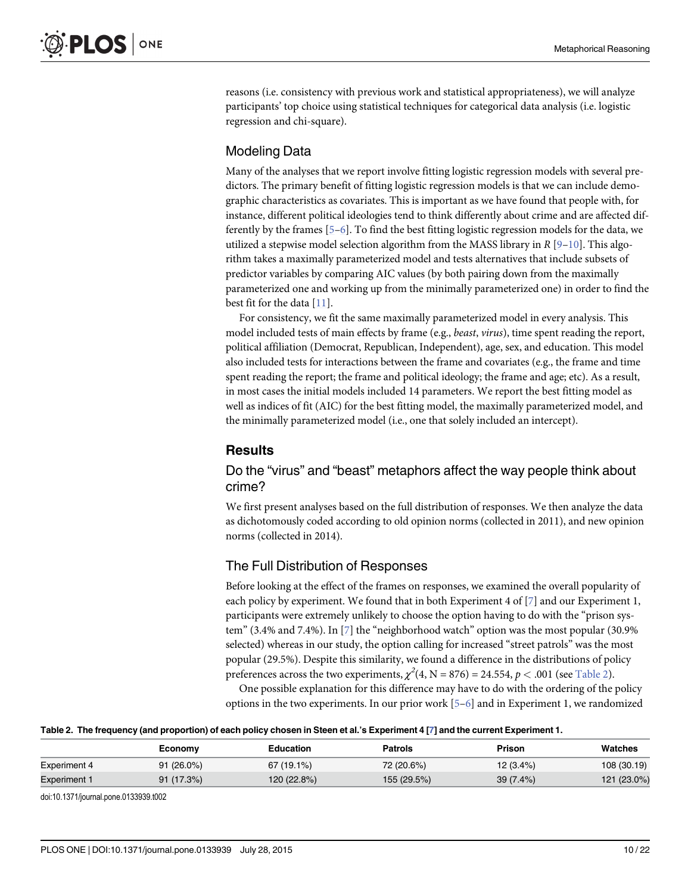reasons (i.e. consistency with previous work and statistical appropriateness), we will analyze participants' top choice using statistical techniques for categorical data analysis (i.e. logistic regression and chi-square).

## Modeling Data

Many of the analyses that we report involve fitting logistic regression models with several predictors. The primary benefit of fitting logistic regression models is that we can include demographic characteristics as covariates. This is important as we have found that people with, for instance, different political ideologies tend to think differently about crime and are affected differently by the frames [5–6]. To find the best fitting logistic regression models for the data, we utilized a stepwise model selection algorithm from the MASS library in *R* [9–10]. This algorithm takes a maximally parameterized model and tests alternatives that include subsets of predictor variables by comparing AIC values (by both pairing down from the maximally parameterized one and working up from the minimally parameterized one) in order to find the best fit for the data [11].

For consistency, we fit the same maximally parameterized model in every analysis. This model included tests of main effects by frame (e.g., *beast*, *virus*), time spent reading the report, political affiliation (Democrat, Republican, Independent), age, sex, and education. This model also included tests for interactions between the frame and covariates (e.g., the frame and time spent reading the report; the frame and political ideology; the frame and age; etc). As a result, in most cases the initial models included 14 parameters. We report the best fitting model as well as indices of fit (AIC) for the best fitting model, the maximally parameterized model, and the minimally parameterized model (i.e., one that solely included an intercept).

# Results

## Do the "virus" and "beast" metaphors affect the way people think about crime?

We first present analyses based on the full distribution of responses. We then analyze the data as dichotomously coded according to old opinion norms (collected in 2011), and new opinion norms (collected in 2014).

## The Full Distribution of Responses

Before looking at the effect of the frames on responses, we examined the overall popularity of each policy by experiment. We found that in both Experiment 4 of [7] and our Experiment 1, participants were extremely unlikely to choose the option having to do with the "prison system" (3.4% and 7.4%). In [7] the "neighborhood watch" option was the most popular (30.9% selected) whereas in our study, the option calling for increased "street patrols" was the most popular (29.5%). Despite this similarity, we found a difference in the distributions of policy preferences across the two experiments, $\chi^2(4, N = 876) = 24.554$, $p < .001$ (see Table 2).

One possible explanation for this difference may have to do with the ordering of the policy options in the two experiments. In our prior work [5–6] and in Experiment 1, we randomized

**Table 2. The frequency (and proportion) of each policy chosen in Steen et al.'s Experiment 4 [7] and the current Experiment 1.**

| | Economy | Education | Patrols | Prison | Watches |
|---|---|---|---|---|---|
| Experiment 4 | 91 (26.0%) | 67 (19.1%) | 72 (20.6%) | 12 (3.4%) | 108 (30.19) |
| Experiment 1 | 91 (17.3%) | 120 (22.8%) | 155 (29.5%) | 39 (7.4%) | 121 (23.0%) |

doi:10.1371/journal.pone.0133939.t002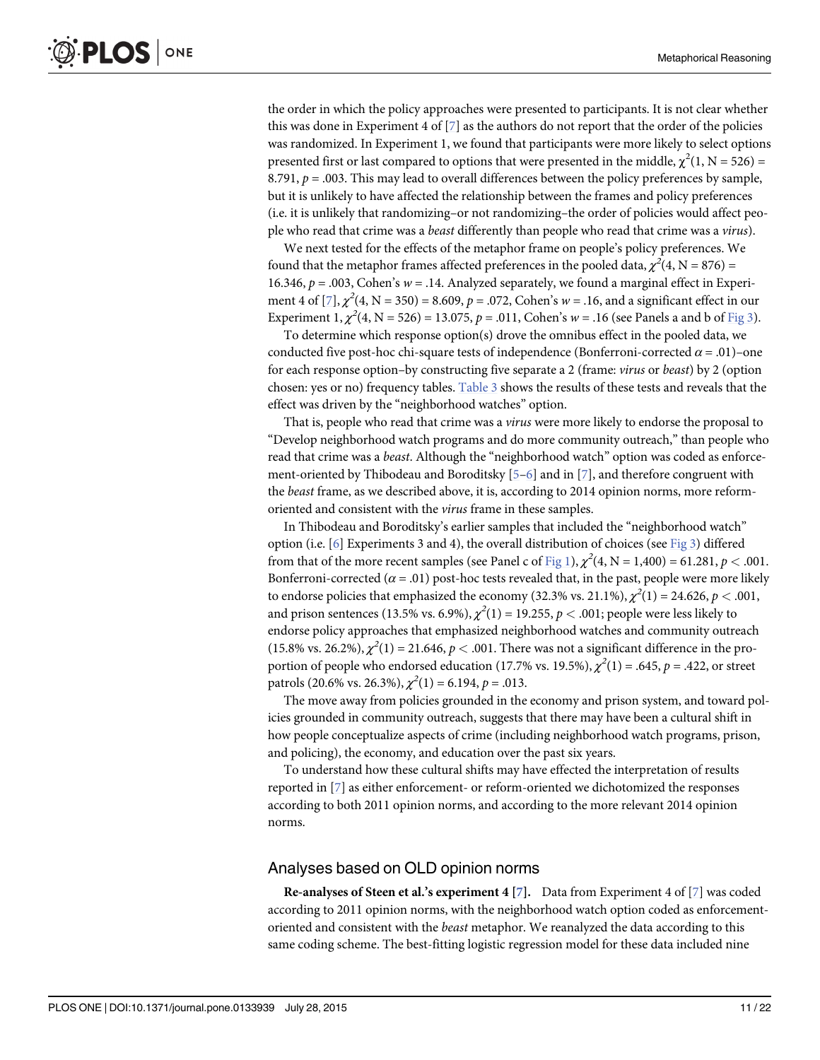the order in which the policy approaches were presented to participants. It is not clear whether this was done in Experiment 4 of [7] as the authors do not report that the order of the policies was randomized. In Experiment 1, we found that participants were more likely to select options presented first or last compared to options that were presented in the middle, $\chi^2(1, N = 526) = 8.791$, $p = .003$. This may lead to overall differences between the policy preferences by sample, but it is unlikely to have affected the relationship between the frames and policy preferences (i.e. it is unlikely that randomizing–or not randomizing–the order of policies would affect people who read that crime was a *beast* differently than people who read that crime was a *virus*).

We next tested for the effects of the metaphor frame on people's policy preferences. We found that the metaphor frames affected preferences in the pooled data, $\chi^2(4, N = 876) = 16.346$, $p = .003$, Cohen's $w = .14$. Analyzed separately, we found a marginal effect in Experiment 4 of [7], $\chi^2(4, N = 350) = 8.609$, $p = .072$, Cohen's $w = .16$, and a significant effect in our Experiment 1, $\chi^2(4, N = 526) = 13.075$, $p = .011$, Cohen's $w = .16$ (see Panels a and b of Fig 3).

To determine which response option(s) drove the omnibus effect in the pooled data, we conducted five post-hoc chi-square tests of independence (Bonferroni-corrected $\alpha = .01$)–one for each response option–by constructing five separate a 2 (frame: *virus* or *beast*) by 2 (option chosen: yes or no) frequency tables. Table 3 shows the results of these tests and reveals that the effect was driven by the "neighborhood watches" option.

That is, people who read that crime was a *virus* were more likely to endorse the proposal to "Develop neighborhood watch programs and do more community outreach," than people who read that crime was a *beast*. Although the "neighborhood watch" option was coded as enforcement-oriented by Thibodeau and Boroditsky [5–6] and in [7], and therefore congruent with the *beast* frame, as we described above, it is, according to 2014 opinion norms, more reform-oriented and consistent with the *virus* frame in these samples.

In Thibodeau and Boroditsky's earlier samples that included the "neighborhood watch" option (i.e. [6] Experiments 3 and 4), the overall distribution of choices (see Fig 3) differed from that of the more recent samples (see Panel c of Fig 1), $\chi^2(4, N = 1{,}400) = 61.281$, $p < .001$. Bonferroni-corrected ($\alpha = .01$) post-hoc tests revealed that, in the past, people were more likely to endorse policies that emphasized the economy (32.3% vs. 21.1%), $\chi^2(1) = 24.626$, $p < .001$, and prison sentences (13.5% vs. 6.9%), $\chi^2(1) = 19.255$, $p < .001$; people were less likely to endorse policy approaches that emphasized neighborhood watches and community outreach (15.8% vs. 26.2%), $\chi^2(1) = 21.646$, $p < .001$. There was not a significant difference in the proportion of people who endorsed education (17.7% vs. 19.5%), $\chi^2(1) = .645$, $p = .422$, or street patrols (20.6% vs. 26.3%), $\chi^2(1) = 6.194$, $p = .013$.

The move away from policies grounded in the economy and prison system, and toward policies grounded in community outreach, suggests that there may have been a cultural shift in how people conceptualize aspects of crime (including neighborhood watch programs, prison, and policing), the economy, and education over the past six years.

To understand how these cultural shifts may have effected the interpretation of results reported in [7] as either enforcement- or reform-oriented we dichotomized the responses according to both 2011 opinion norms, and according to the more relevant 2014 opinion norms.

## Analyses based on OLD opinion norms

**Re-analyses of Steen et al.'s experiment 4 [7].** Data from Experiment 4 of [7] was coded according to 2011 opinion norms, with the neighborhood watch option coded as enforcement-oriented and consistent with the *beast* metaphor. We reanalyzed the data according to this same coding scheme. The best-fitting logistic regression model for these data included nine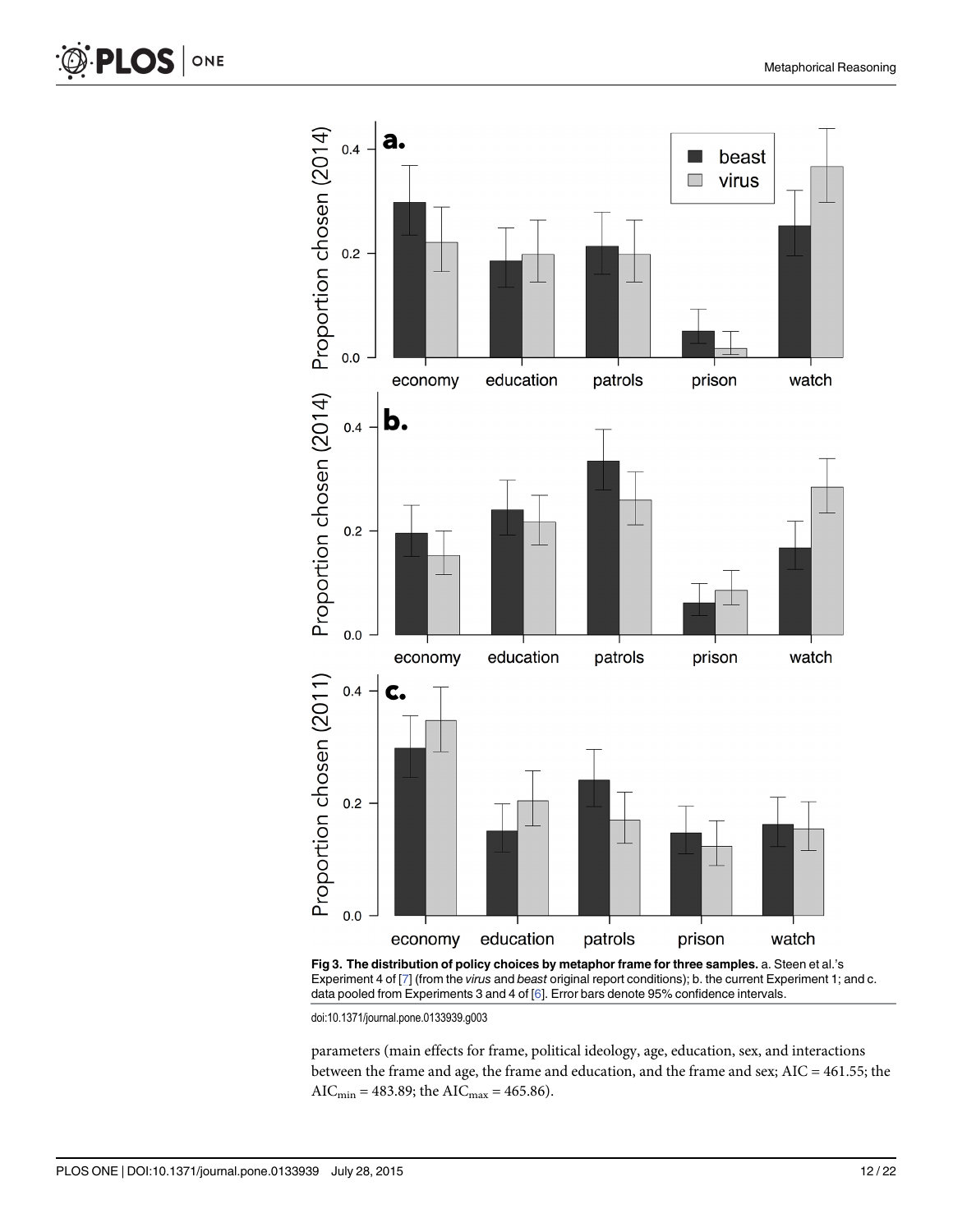Fig 3. The distribution of policy choices by metaphor frame for three samples. a. Steen et al.'s Experiment 4 of [7] (from the *virus* and *beast* original report conditions); b. the current Experiment 1; and c. data pooled from Experiments 3 and 4 of [6]. Error bars denote 95% confidence intervals.

doi:10.1371/journal.pone.0133939.g003

parameters (main effects for frame, political ideology, age, education, sex, and interactions between the frame and age, the frame and education, and the frame and sex; AIC = 461.55; the $AIC_{min}$ = 483.89; the $AIC_{max}$ = 465.86).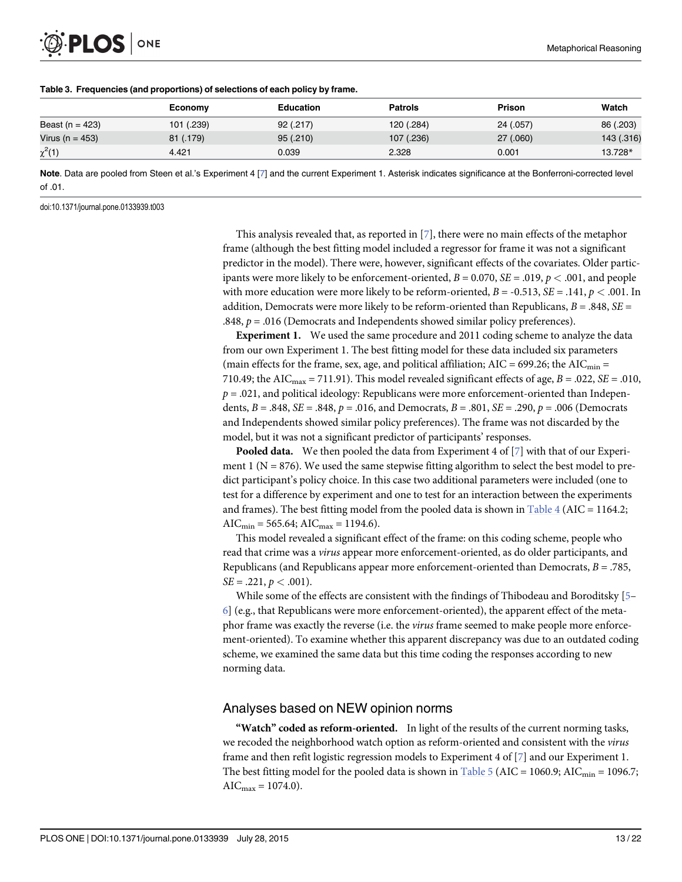**Table 3. Frequencies (and proportions) of selections of each policy by frame.**

| | Economy | Education | Patrols | Prison | Watch |
|---|---|---|---|---|---|
| Beast (n = 423) | 101 (.239) | 92 (.217) | 120 (.284) | 24 (.057) | 86 (.203) |
| Virus (n = 453) | 81 (.179) | 95 (.210) | 107 (.236) | 27 (.060) | 143 (.316) |
| $\chi^2(1)$ | 4.421 | 0.039 | 2.328 | 0.001 | 13.728* |

**Note**. Data are pooled from Steen et al.'s Experiment 4 [7] and the current Experiment 1. Asterisk indicates significance at the Bonferroni-corrected level of .01.

doi:10.1371/journal.pone.0133939.t003

This analysis revealed that, as reported in [7], there were no main effects of the metaphor frame (although the best fitting model included a regressor for frame it was not a significant predictor in the model). There were, however, significant effects of the covariates. Older participants were more likely to be enforcement-oriented, $B = 0.070$, $SE = .019$, $p < .001$, and people with more education were more likely to be reform-oriented, $B = -0.513$, $SE = .141$, $p < .001$. In addition, Democrats were more likely to be reform-oriented than Republicans, $B = .848$, $SE = .848$, $p = .016$ (Democrats and Independents showed similar policy preferences).

**Experiment 1.** We used the same procedure and 2011 coding scheme to analyze the data from our own Experiment 1. The best fitting model for these data included six parameters (main effects for the frame, sex, age, and political affiliation; AIC = 699.26; the $AIC_{min}$ = 710.49; the $AIC_{max}$ = 711.91). This model revealed significant effects of age, $B = .022$, $SE = .010$, $p = .021$, and political ideology: Republicans were more enforcement-oriented than Independents, $B = .848$, $SE = .848$, $p = .016$, and Democrats, $B = .801$, $SE = .290$, $p = .006$ (Democrats and Independents showed similar policy preferences). The frame was not discarded by the model, but it was not a significant predictor of participants' responses.

**Pooled data.** We then pooled the data from Experiment 4 of [7] with that of our Experiment 1 (N = 876). We used the same stepwise fitting algorithm to select the best model to predict participant's policy choice. In this case two additional parameters were included (one to test for a difference by experiment and one to test for an interaction between the experiments and frames). The best fitting model from the pooled data is shown in Table 4 (AIC = 1164.2; $AIC_{min}$ = 565.64; $AIC_{max}$ = 1194.6).

This model revealed a significant effect of the frame: on this coding scheme, people who read that crime was a *virus* appear more enforcement-oriented, as do older participants, and Republicans (and Republicans appear more enforcement-oriented than Democrats, $B = .785$, $SE = .221$, $p < .001$).

While some of the effects are consistent with the findings of Thibodeau and Boroditsky [5–6] (e.g., that Republicans were more enforcement-oriented), the apparent effect of the metaphor frame was exactly the reverse (i.e. the *virus* frame seemed to make people more enforcement-oriented). To examine whether this apparent discrepancy was due to an outdated coding scheme, we examined the same data but this time coding the responses according to new norming data.

## Analyses based on NEW opinion norms

**"Watch" coded as reform-oriented.** In light of the results of the current norming tasks, we recoded the neighborhood watch option as reform-oriented and consistent with the *virus* frame and then refit logistic regression models to Experiment 4 of [7] and our Experiment 1. The best fitting model for the pooled data is shown in Table 5 (AIC = 1060.9; $AIC_{min}$ = 1096.7; $AIC_{max}$ = 1074.0).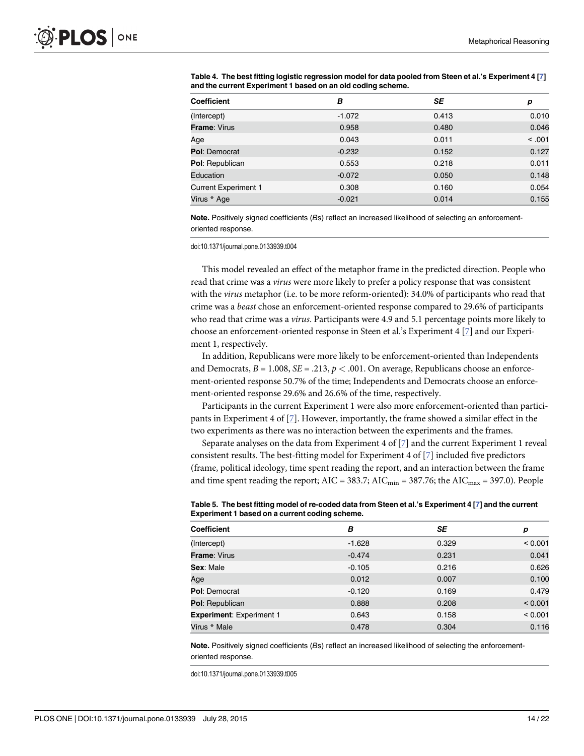**Table 4. The best fitting logistic regression model for data pooled from Steen et al.'s Experiment 4 [7] and the current Experiment 1 based on an old coding scheme.**

| Coefficient | *B* | *SE* | *p* |
|---|---|---|---|
| (Intercept) | -1.072 | 0.413 | 0.010 |
| **Frame**: Virus | 0.958 | 0.480 | 0.046 |
| Age | 0.043 | 0.011 | < .001 |
| **Pol**: Democrat | -0.232 | 0.152 | 0.127 |
| **Pol**: Republican | 0.553 | 0.218 | 0.011 |
| Education | -0.072 | 0.050 | 0.148 |
| Current Experiment 1 | 0.308 | 0.160 | 0.054 |
| Virus * Age | -0.021 | 0.014 | 0.155 |

**Note.** Positively signed coefficients (*B*s) reflect an increased likelihood of selecting an enforcement-oriented response.

doi:10.1371/journal.pone.0133939.t004

This model revealed an effect of the metaphor frame in the predicted direction. People who read that crime was a *virus* were more likely to prefer a policy response that was consistent with the *virus* metaphor (i.e. to be more reform-oriented): 34.0% of participants who read that crime was a *beast* chose an enforcement-oriented response compared to 29.6% of participants who read that crime was a *virus*. Participants were 4.9 and 5.1 percentage points more likely to choose an enforcement-oriented response in Steen et al.'s Experiment 4 [7] and our Experiment 1, respectively.

In addition, Republicans were more likely to be enforcement-oriented than Independents and Democrats, $B = 1.008$, $SE = .213$, $p < .001$. On average, Republicans choose an enforcement-oriented response 50.7% of the time; Independents and Democrats choose an enforcement-oriented response 29.6% and 26.6% of the time, respectively.

Participants in the current Experiment 1 were also more enforcement-oriented than participants in Experiment 4 of [7]. However, importantly, the frame showed a similar effect in the two experiments as there was no interaction between the experiments and the frames.

Separate analyses on the data from Experiment 4 of [7] and the current Experiment 1 reveal consistent results. The best-fitting model for Experiment 4 of [7] included five predictors (frame, political ideology, time spent reading the report, and an interaction between the frame and time spent reading the report; AIC = 383.7; $AIC_{min}$ = 387.76; the $AIC_{max}$ = 397.0). People

**Table 5. The best fitting model of re-coded data from Steen et al.'s Experiment 4 [7] and the current Experiment 1 based on a current coding scheme.**

| Coefficient | *B* | *SE* | *p* |
|---|---|---|---|
| (Intercept) | -1.628 | 0.329 | < 0.001 |
| **Frame**: Virus | -0.474 | 0.231 | 0.041 |
| **Sex**: Male | -0.105 | 0.216 | 0.626 |
| Age | 0.012 | 0.007 | 0.100 |
| **Pol**: Democrat | -0.120 | 0.169 | 0.479 |
| **Pol**: Republican | 0.888 | 0.208 | < 0.001 |
| **Experiment**: Experiment 1 | 0.643 | 0.158 | < 0.001 |
| Virus * Male | 0.478 | 0.304 | 0.116 |

**Note.** Positively signed coefficients (*B*s) reflect an increased likelihood of selecting the enforcement-oriented response.

doi:10.1371/journal.pone.0133939.t005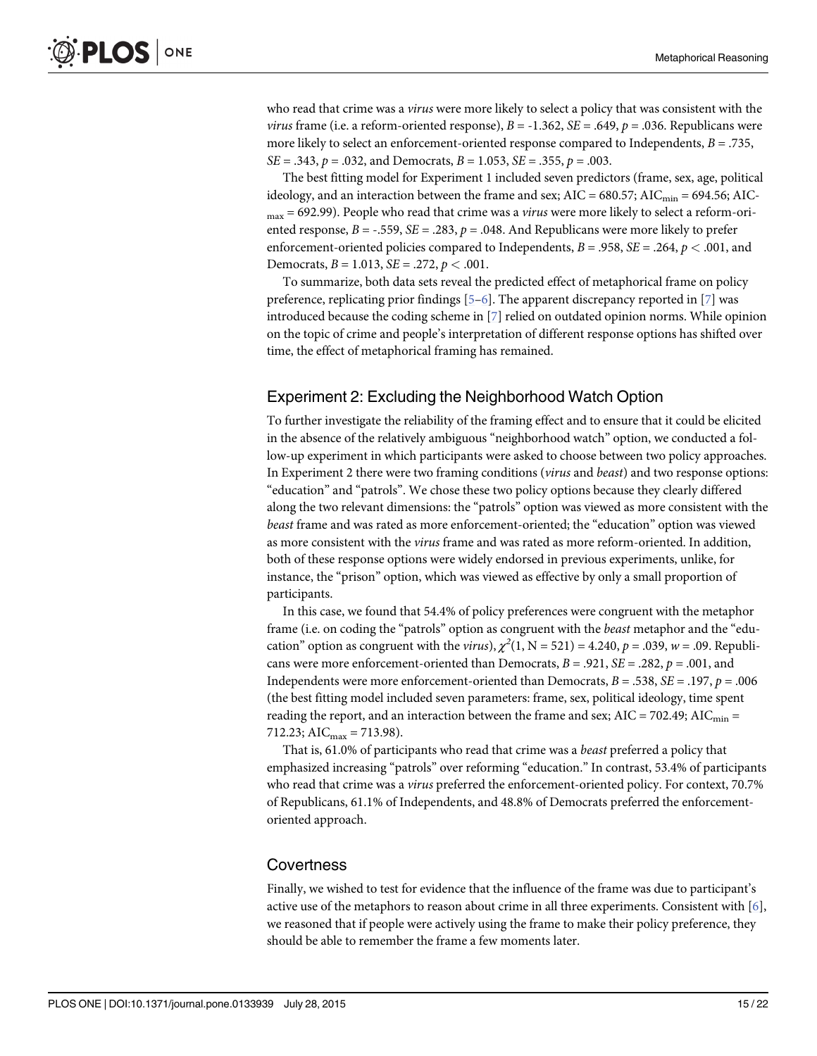who read that crime was a *virus* were more likely to select a policy that was consistent with the *virus* frame (i.e. a reform-oriented response), $B$ = -1.362, $SE$ = .649, $p$ = .036. Republicans were more likely to select an enforcement-oriented response compared to Independents, $B$ = .735, $SE$ = .343, $p$ = .032, and Democrats, $B$ = 1.053, $SE$ = .355, $p$ = .003.

The best fitting model for Experiment 1 included seven predictors (frame, sex, age, political ideology, and an interaction between the frame and sex; AIC = 680.57; $AIC_{min}$ = 694.56; $AIC_{max}$ = 692.99). People who read that crime was a *virus* were more likely to select a reform-oriented response, $B$ = -.559, $SE$ = .283, $p$ = .048. And Republicans were more likely to prefer enforcement-oriented policies compared to Independents, $B$ = .958, $SE$ = .264, $p < .001$, and Democrats, $B$ = 1.013, $SE$ = .272, $p < .001$.

To summarize, both data sets reveal the predicted effect of metaphorical frame on policy preference, replicating prior findings [5–6]. The apparent discrepancy reported in [7] was introduced because the coding scheme in [7] relied on outdated opinion norms. While opinion on the topic of crime and people's interpretation of different response options has shifted over time, the effect of metaphorical framing has remained.

## Experiment 2: Excluding the Neighborhood Watch Option

To further investigate the reliability of the framing effect and to ensure that it could be elicited in the absence of the relatively ambiguous "neighborhood watch" option, we conducted a follow-up experiment in which participants were asked to choose between two policy approaches. In Experiment 2 there were two framing conditions (*virus* and *beast*) and two response options: "education" and "patrols". We chose these two policy options because they clearly differed along the two relevant dimensions: the "patrols" option was viewed as more consistent with the *beast* frame and was rated as more enforcement-oriented; the "education" option was viewed as more consistent with the *virus* frame and was rated as more reform-oriented. In addition, both of these response options were widely endorsed in previous experiments, unlike, for instance, the "prison" option, which was viewed as effective by only a small proportion of participants.

In this case, we found that 54.4% of policy preferences were congruent with the metaphor frame (i.e. on coding the "patrols" option as congruent with the *beast* metaphor and the "education" option as congruent with the *virus*), $\chi^2(1, N = 521) = 4.240$, $p$ = .039, $w$ = .09. Republicans were more enforcement-oriented than Democrats, $B$ = .921, $SE$ = .282, $p$ = .001, and Independents were more enforcement-oriented than Democrats, $B$ = .538, $SE$ = .197, $p$ = .006 (the best fitting model included seven parameters: frame, sex, political ideology, time spent reading the report, and an interaction between the frame and sex; AIC = 702.49; $AIC_{min}$ = 712.23; $AIC_{max}$ = 713.98).

That is, 61.0% of participants who read that crime was a *beast* preferred a policy that emphasized increasing "patrols" over reforming "education." In contrast, 53.4% of participants who read that crime was a *virus* preferred the enforcement-oriented policy. For context, 70.7% of Republicans, 61.1% of Independents, and 48.8% of Democrats preferred the enforcement-oriented approach.

## Covertness

Finally, we wished to test for evidence that the influence of the frame was due to participant's active use of the metaphors to reason about crime in all three experiments. Consistent with [6], we reasoned that if people were actively using the frame to make their policy preference, they should be able to remember the frame a few moments later.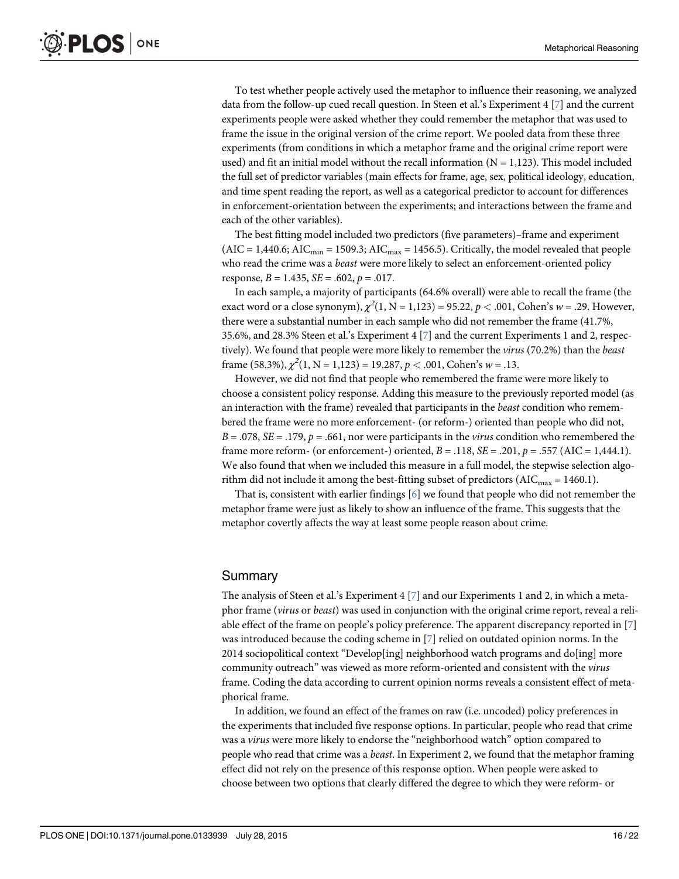To test whether people actively used the metaphor to influence their reasoning, we analyzed data from the follow-up cued recall question. In Steen et al.'s Experiment 4 [7] and the current experiments people were asked whether they could remember the metaphor that was used to frame the issue in the original version of the crime report. We pooled data from these three experiments (from conditions in which a metaphor frame and the original crime report were used) and fit an initial model without the recall information (N = 1,123). This model included the full set of predictor variables (main effects for frame, age, sex, political ideology, education, and time spent reading the report, as well as a categorical predictor to account for differences in enforcement-orientation between the experiments; and interactions between the frame and each of the other variables).

The best fitting model included two predictors (five parameters)–frame and experiment (AIC = 1,440.6; $AIC_{min}$ = 1509.3; $AIC_{max}$ = 1456.5). Critically, the model revealed that people who read the crime was a *beast* were more likely to select an enforcement-oriented policy response, $B = 1.435$, $SE = .602$, $p = .017$.

In each sample, a majority of participants (64.6% overall) were able to recall the frame (the exact word or a close synonym), $\chi^2(1, N = 1,123) = 95.22$, $p < .001$, Cohen's $w = .29$. However, there were a substantial number in each sample who did not remember the frame (41.7%, 35.6%, and 28.3% Steen et al.'s Experiment 4 [7] and the current Experiments 1 and 2, respectively). We found that people were more likely to remember the *virus* (70.2%) than the *beast* frame (58.3%), $\chi^2(1, N = 1,123) = 19.287$, $p < .001$, Cohen's $w = .13$.

However, we did not find that people who remembered the frame were more likely to choose a consistent policy response. Adding this measure to the previously reported model (as an interaction with the frame) revealed that participants in the *beast* condition who remembered the frame were no more enforcement- (or reform-) oriented than people who did not, $B = .078$, $SE = .179$, $p = .661$, nor were participants in the *virus* condition who remembered the frame more reform- (or enforcement-) oriented, $B = .118$, $SE = .201$, $p = .557$ (AIC = 1,444.1). We also found that when we included this measure in a full model, the stepwise selection algorithm did not include it among the best-fitting subset of predictors ($AIC_{max}$ = 1460.1).

That is, consistent with earlier findings [6] we found that people who did not remember the metaphor frame were just as likely to show an influence of the frame. This suggests that the metaphor covertly affects the way at least some people reason about crime.

## Summary

The analysis of Steen et al.'s Experiment 4 [7] and our Experiments 1 and 2, in which a metaphor frame (*virus* or *beast*) was used in conjunction with the original crime report, reveal a reliable effect of the frame on people's policy preference. The apparent discrepancy reported in [7] was introduced because the coding scheme in [7] relied on outdated opinion norms. In the 2014 sociopolitical context "Develop[ing] neighborhood watch programs and do[ing] more community outreach" was viewed as more reform-oriented and consistent with the *virus* frame. Coding the data according to current opinion norms reveals a consistent effect of metaphorical frame.

In addition, we found an effect of the frames on raw (i.e. uncoded) policy preferences in the experiments that included five response options. In particular, people who read that crime was a *virus* were more likely to endorse the "neighborhood watch" option compared to people who read that crime was a *beast*. In Experiment 2, we found that the metaphor framing effect did not rely on the presence of this response option. When people were asked to choose between two options that clearly differed the degree to which they were reform- or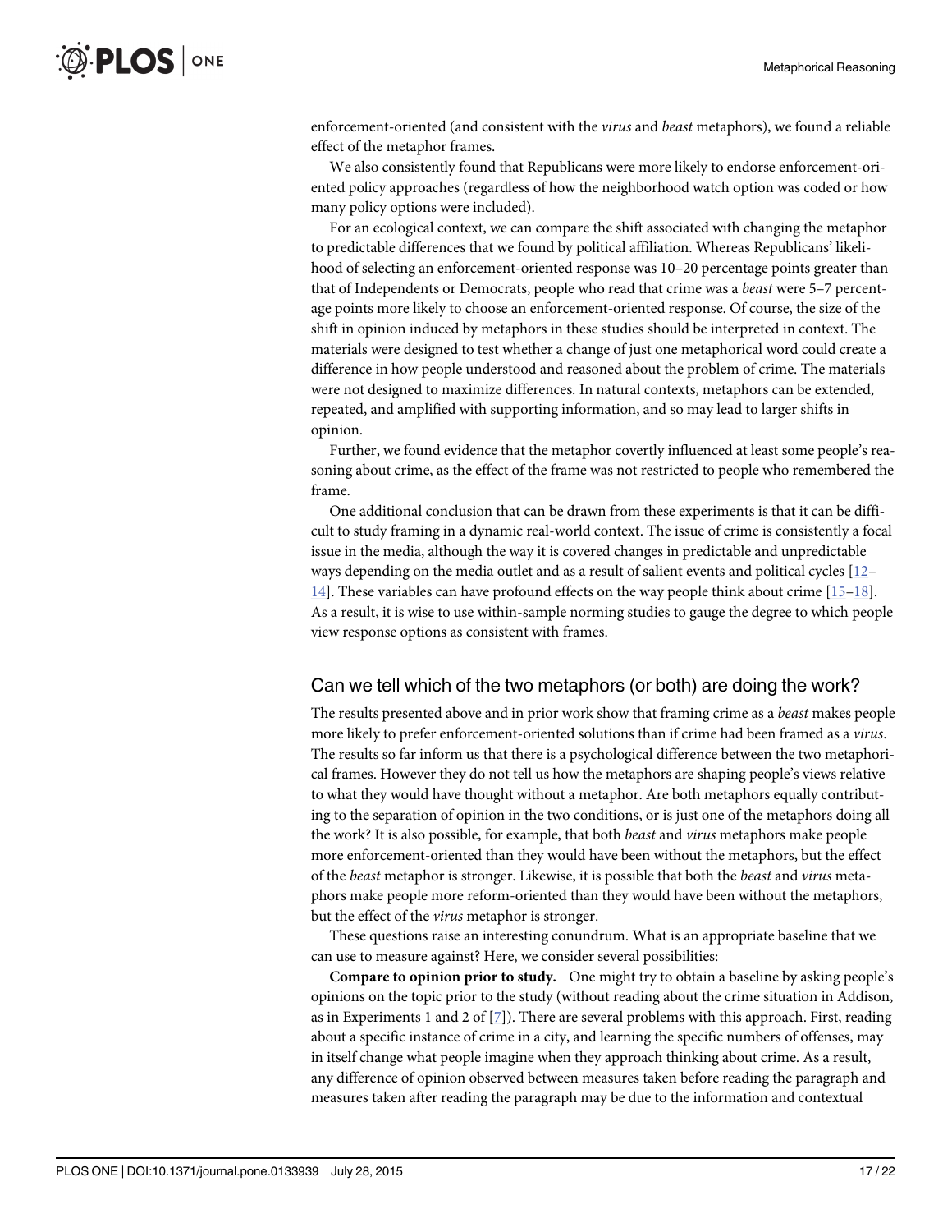enforcement-oriented (and consistent with the *virus* and *beast* metaphors), we found a reliable effect of the metaphor frames.

We also consistently found that Republicans were more likely to endorse enforcement-oriented policy approaches (regardless of how the neighborhood watch option was coded or how many policy options were included).

For an ecological context, we can compare the shift associated with changing the metaphor to predictable differences that we found by political affiliation. Whereas Republicans' likelihood of selecting an enforcement-oriented response was 10–20 percentage points greater than that of Independents or Democrats, people who read that crime was a *beast* were 5–7 percentage points more likely to choose an enforcement-oriented response. Of course, the size of the shift in opinion induced by metaphors in these studies should be interpreted in context. The materials were designed to test whether a change of just one metaphorical word could create a difference in how people understood and reasoned about the problem of crime. The materials were not designed to maximize differences. In natural contexts, metaphors can be extended, repeated, and amplified with supporting information, and so may lead to larger shifts in opinion.

Further, we found evidence that the metaphor covertly influenced at least some people's reasoning about crime, as the effect of the frame was not restricted to people who remembered the frame.

One additional conclusion that can be drawn from these experiments is that it can be difficult to study framing in a dynamic real-world context. The issue of crime is consistently a focal issue in the media, although the way it is covered changes in predictable and unpredictable ways depending on the media outlet and as a result of salient events and political cycles [12–14]. These variables can have profound effects on the way people think about crime [15–18]. As a result, it is wise to use within-sample norming studies to gauge the degree to which people view response options as consistent with frames.

## Can we tell which of the two metaphors (or both) are doing the work?

The results presented above and in prior work show that framing crime as a *beast* makes people more likely to prefer enforcement-oriented solutions than if crime had been framed as a *virus*. The results so far inform us that there is a psychological difference between the two metaphorical frames. However they do not tell us how the metaphors are shaping people's views relative to what they would have thought without a metaphor. Are both metaphors equally contributing to the separation of opinion in the two conditions, or is just one of the metaphors doing all the work? It is also possible, for example, that both *beast* and *virus* metaphors make people more enforcement-oriented than they would have been without the metaphors, but the effect of the *beast* metaphor is stronger. Likewise, it is possible that both the *beast* and *virus* metaphors make people more reform-oriented than they would have been without the metaphors, but the effect of the *virus* metaphor is stronger.

These questions raise an interesting conundrum. What is an appropriate baseline that we can use to measure against? Here, we consider several possibilities:

**Compare to opinion prior to study.** One might try to obtain a baseline by asking people's opinions on the topic prior to the study (without reading about the crime situation in Addison, as in Experiments 1 and 2 of [7]). There are several problems with this approach. First, reading about a specific instance of crime in a city, and learning the specific numbers of offenses, may in itself change what people imagine when they approach thinking about crime. As a result, any difference of opinion observed between measures taken before reading the paragraph and measures taken after reading the paragraph may be due to the information and contextual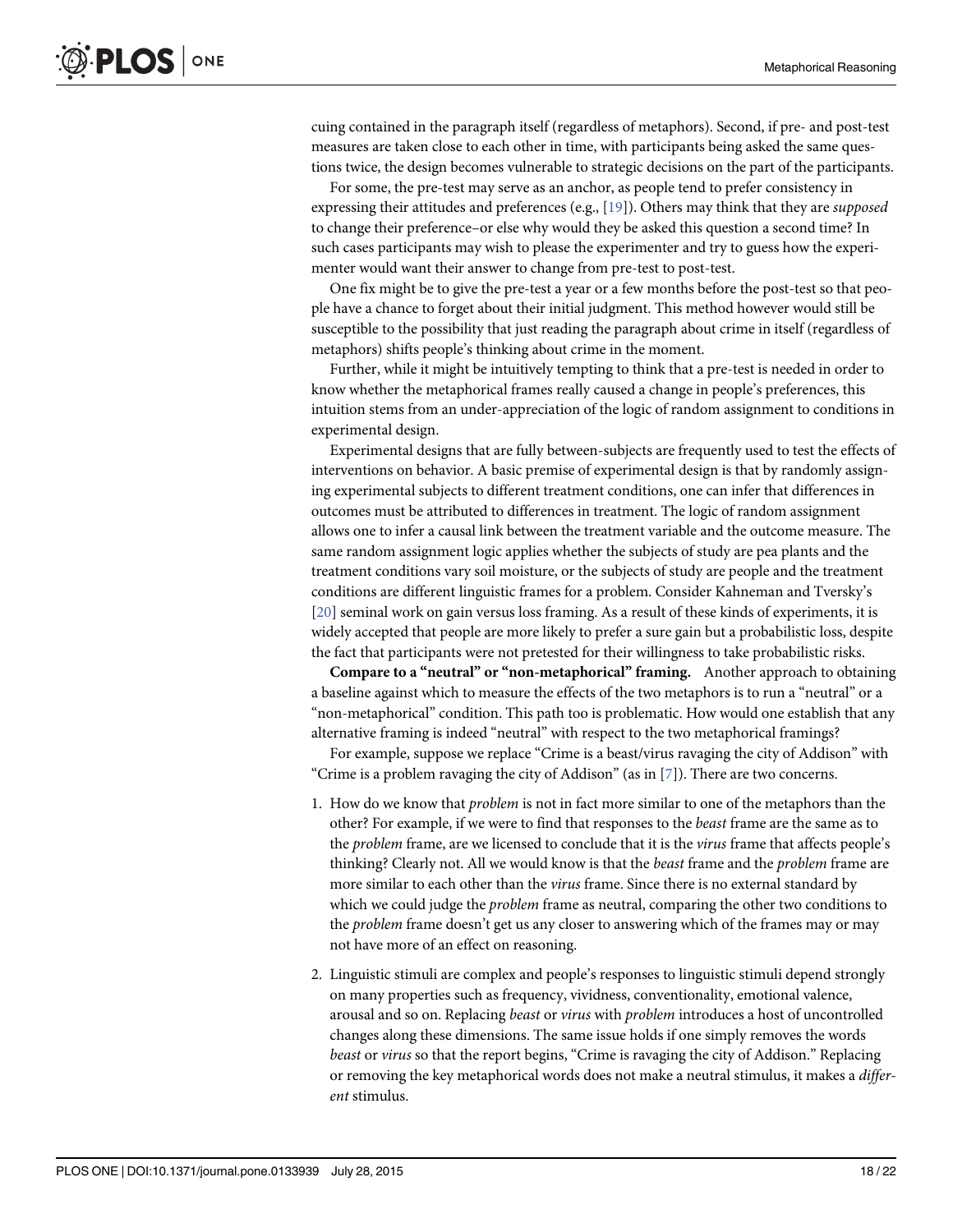cuing contained in the paragraph itself (regardless of metaphors). Second, if pre- and post-test measures are taken close to each other in time, with participants being asked the same questions twice, the design becomes vulnerable to strategic decisions on the part of the participants.

For some, the pre-test may serve as an anchor, as people tend to prefer consistency in expressing their attitudes and preferences (e.g., [19]). Others may think that they are *supposed* to change their preference–or else why would they be asked this question a second time? In such cases participants may wish to please the experimenter and try to guess how the experimenter would want their answer to change from pre-test to post-test.

One fix might be to give the pre-test a year or a few months before the post-test so that people have a chance to forget about their initial judgment. This method however would still be susceptible to the possibility that just reading the paragraph about crime in itself (regardless of metaphors) shifts people's thinking about crime in the moment.

Further, while it might be intuitively tempting to think that a pre-test is needed in order to know whether the metaphorical frames really caused a change in people's preferences, this intuition stems from an under-appreciation of the logic of random assignment to conditions in experimental design.

Experimental designs that are fully between-subjects are frequently used to test the effects of interventions on behavior. A basic premise of experimental design is that by randomly assigning experimental subjects to different treatment conditions, one can infer that differences in outcomes must be attributed to differences in treatment. The logic of random assignment allows one to infer a causal link between the treatment variable and the outcome measure. The same random assignment logic applies whether the subjects of study are pea plants and the treatment conditions vary soil moisture, or the subjects of study are people and the treatment conditions are different linguistic frames for a problem. Consider Kahneman and Tversky's [20] seminal work on gain versus loss framing. As a result of these kinds of experiments, it is widely accepted that people are more likely to prefer a sure gain but a probabilistic loss, despite the fact that participants were not pretested for their willingness to take probabilistic risks.

**Compare to a "neutral" or "non-metaphorical" framing.** Another approach to obtaining a baseline against which to measure the effects of the two metaphors is to run a "neutral" or a "non-metaphorical" condition. This path too is problematic. How would one establish that any alternative framing is indeed "neutral" with respect to the two metaphorical framings?

For example, suppose we replace "Crime is a beast/virus ravaging the city of Addison" with "Crime is a problem ravaging the city of Addison" (as in [7]). There are two concerns.

1. How do we know that *problem* is not in fact more similar to one of the metaphors than the other? For example, if we were to find that responses to the *beast* frame are the same as to the *problem* frame, are we licensed to conclude that it is the *virus* frame that affects people's thinking? Clearly not. All we would know is that the *beast* frame and the *problem* frame are more similar to each other than the *virus* frame. Since there is no external standard by which we could judge the *problem* frame as neutral, comparing the other two conditions to the *problem* frame doesn't get us any closer to answering which of the frames may or may not have more of an effect on reasoning.
2. Linguistic stimuli are complex and people's responses to linguistic stimuli depend strongly on many properties such as frequency, vividness, conventionality, emotional valence, arousal and so on. Replacing *beast* or *virus* with *problem* introduces a host of uncontrolled changes along these dimensions. The same issue holds if one simply removes the words *beast* or *virus* so that the report begins, "Crime is ravaging the city of Addison." Replacing or removing the key metaphorical words does not make a neutral stimulus, it makes a *different* stimulus.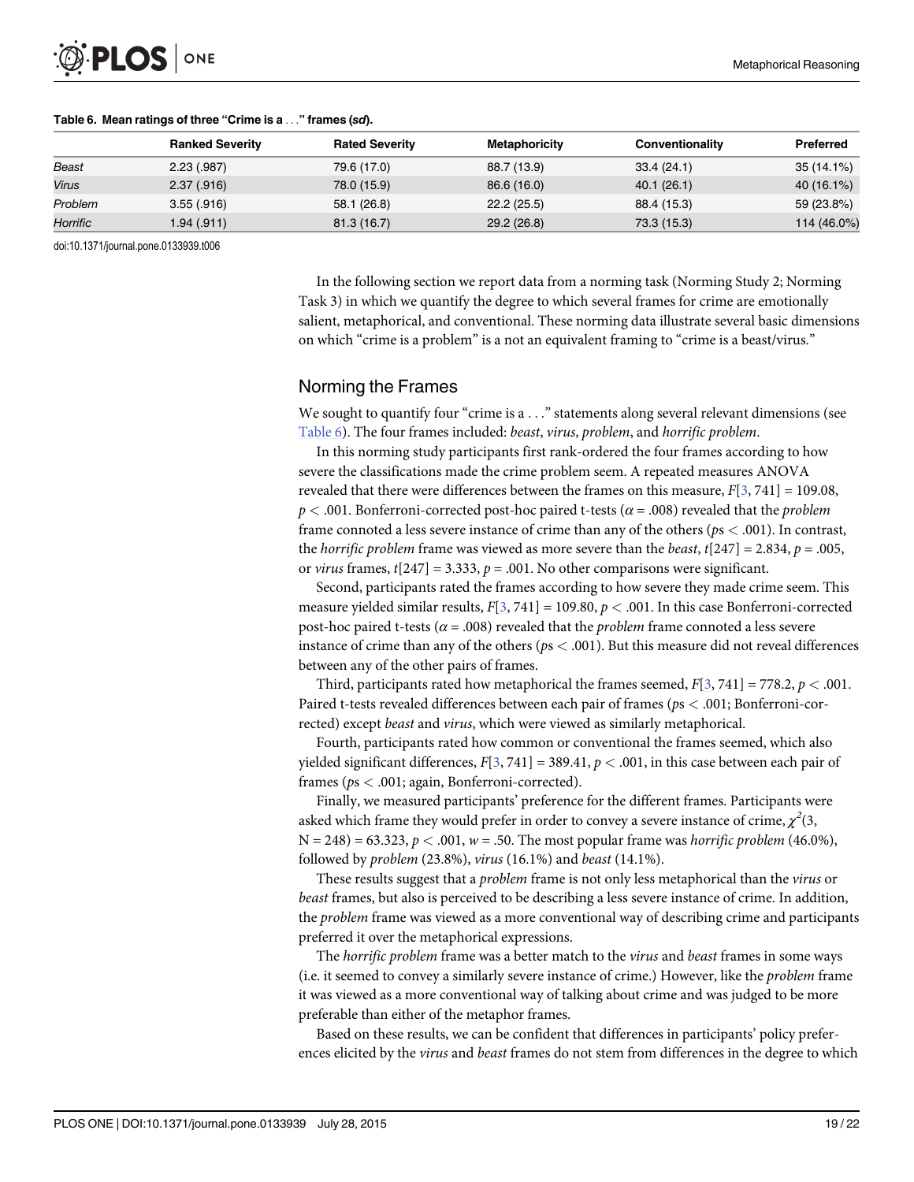**Table 6. Mean ratings of three "Crime is a . . ." frames (*sd*).**

| | Ranked Severity | Rated Severity | Metaphoricity | Conventionality | Preferred |
|---|---|---|---|---|---|
| *Beast* | 2.23 (.987) | 79.6 (17.0) | 88.7 (13.9) | 33.4 (24.1) | 35 (14.1%) |
| *Virus* | 2.37 (.916) | 78.0 (15.9) | 86.6 (16.0) | 40.1 (26.1) | 40 (16.1%) |
| *Problem* | 3.55 (.916) | 58.1 (26.8) | 22.2 (25.5) | 88.4 (15.3) | 59 (23.8%) |
| *Horrific* | 1.94 (.911) | 81.3 (16.7) | 29.2 (26.8) | 73.3 (15.3) | 114 (46.0%) |

doi:10.1371/journal.pone.0133939.t006

In the following section we report data from a norming task (Norming Study 2; Norming Task 3) in which we quantify the degree to which several frames for crime are emotionally salient, metaphorical, and conventional. These norming data illustrate several basic dimensions on which "crime is a problem" is a not an equivalent framing to "crime is a beast/virus."

## Norming the Frames

We sought to quantify four "crime is a . . ." statements along several relevant dimensions (see Table 6). The four frames included: *beast*, *virus*, *problem*, and *horrific problem*.

In this norming study participants first rank-ordered the four frames according to how severe the classifications made the crime problem seem. A repeated measures ANOVA revealed that there were differences between the frames on this measure, $F[3, 741] = 109.08$, $p < .001$. Bonferroni-corrected post-hoc paired t-tests ($\alpha = .008$) revealed that the *problem* frame connoted a less severe instance of crime than any of the others ($ps < .001$). In contrast, the *horrific problem* frame was viewed as more severe than the *beast*, $t[247] = 2.834$, $p = .005$, or *virus* frames, $t[247] = 3.333$, $p = .001$. No other comparisons were significant.

Second, participants rated the frames according to how severe they made crime seem. This measure yielded similar results, $F[3, 741] = 109.80$, $p < .001$. In this case Bonferroni-corrected post-hoc paired t-tests ($\alpha = .008$) revealed that the *problem* frame connoted a less severe instance of crime than any of the others ($ps < .001$). But this measure did not reveal differences between any of the other pairs of frames.

Third, participants rated how metaphorical the frames seemed, $F[3, 741] = 778.2$, $p < .001$. Paired t-tests revealed differences between each pair of frames ($ps < .001$; Bonferroni-corrected) except *beast* and *virus*, which were viewed as similarly metaphorical.

Fourth, participants rated how common or conventional the frames seemed, which also yielded significant differences, $F[3, 741] = 389.41$, $p < .001$, in this case between each pair of frames ($ps < .001$; again, Bonferroni-corrected).

Finally, we measured participants' preference for the different frames. Participants were asked which frame they would prefer in order to convey a severe instance of crime, $\chi^2(3, N = 248) = 63.323$, $p < .001$, $w = .50$. The most popular frame was *horrific problem* (46.0%), followed by *problem* (23.8%), *virus* (16.1%) and *beast* (14.1%).

These results suggest that a *problem* frame is not only less metaphorical than the *virus* or *beast* frames, but also is perceived to be describing a less severe instance of crime. In addition, the *problem* frame was viewed as a more conventional way of describing crime and participants preferred it over the metaphorical expressions.

The *horrific problem* frame was a better match to the *virus* and *beast* frames in some ways (i.e. it seemed to convey a similarly severe instance of crime.) However, like the *problem* frame it was viewed as a more conventional way of talking about crime and was judged to be more preferable than either of the metaphor frames.

Based on these results, we can be confident that differences in participants' policy preferences elicited by the *virus* and *beast* frames do not stem from differences in the degree to which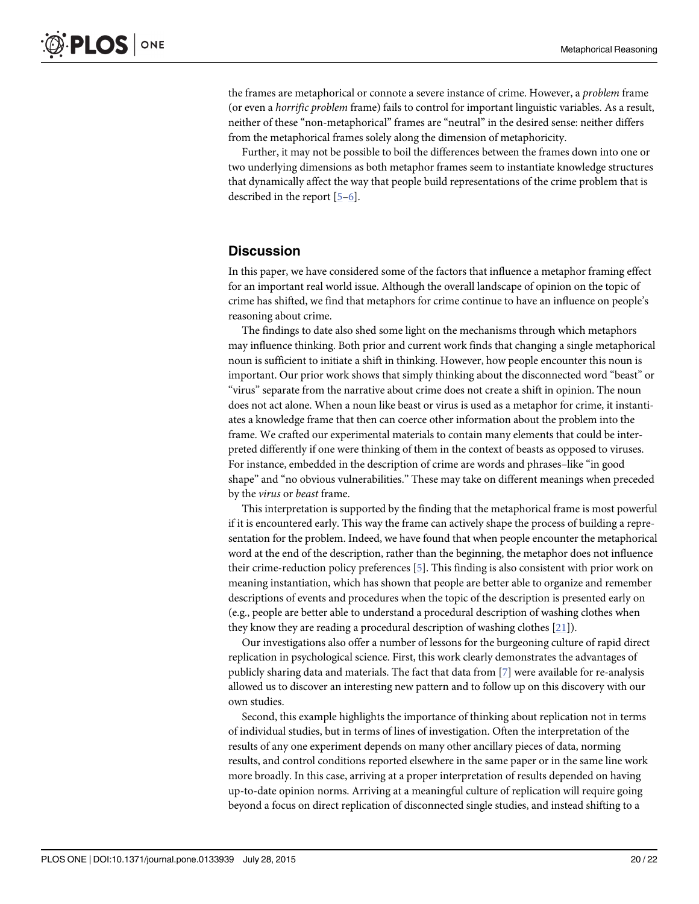the frames are metaphorical or connote a severe instance of crime. However, a *problem* frame (or even a *horrific problem* frame) fails to control for important linguistic variables. As a result, neither of these "non-metaphorical" frames are "neutral" in the desired sense: neither differs from the metaphorical frames solely along the dimension of metaphoricity.

Further, it may not be possible to boil the differences between the frames down into one or two underlying dimensions as both metaphor frames seem to instantiate knowledge structures that dynamically affect the way that people build representations of the crime problem that is described in the report [5–6].

## Discussion

In this paper, we have considered some of the factors that influence a metaphor framing effect for an important real world issue. Although the overall landscape of opinion on the topic of crime has shifted, we find that metaphors for crime continue to have an influence on people's reasoning about crime.

The findings to date also shed some light on the mechanisms through which metaphors may influence thinking. Both prior and current work finds that changing a single metaphorical noun is sufficient to initiate a shift in thinking. However, how people encounter this noun is important. Our prior work shows that simply thinking about the disconnected word "beast" or "virus" separate from the narrative about crime does not create a shift in opinion. The noun does not act alone. When a noun like beast or virus is used as a metaphor for crime, it instantiates a knowledge frame that then can coerce other information about the problem into the frame. We crafted our experimental materials to contain many elements that could be interpreted differently if one were thinking of them in the context of beasts as opposed to viruses. For instance, embedded in the description of crime are words and phrases–like "in good shape" and "no obvious vulnerabilities." These may take on different meanings when preceded by the *virus* or *beast* frame.

This interpretation is supported by the finding that the metaphorical frame is most powerful if it is encountered early. This way the frame can actively shape the process of building a representation for the problem. Indeed, we have found that when people encounter the metaphorical word at the end of the description, rather than the beginning, the metaphor does not influence their crime-reduction policy preferences [5]. This finding is also consistent with prior work on meaning instantiation, which has shown that people are better able to organize and remember descriptions of events and procedures when the topic of the description is presented early on (e.g., people are better able to understand a procedural description of washing clothes when they know they are reading a procedural description of washing clothes [21]).

Our investigations also offer a number of lessons for the burgeoning culture of rapid direct replication in psychological science. First, this work clearly demonstrates the advantages of publicly sharing data and materials. The fact that data from [7] were available for re-analysis allowed us to discover an interesting new pattern and to follow up on this discovery with our own studies.

Second, this example highlights the importance of thinking about replication not in terms of individual studies, but in terms of lines of investigation. Often the interpretation of the results of any one experiment depends on many other ancillary pieces of data, norming results, and control conditions reported elsewhere in the same paper or in the same line work more broadly. In this case, arriving at a proper interpretation of results depended on having up-to-date opinion norms. Arriving at a meaningful culture of replication will require going beyond a focus on direct replication of disconnected single studies, and instead shifting to a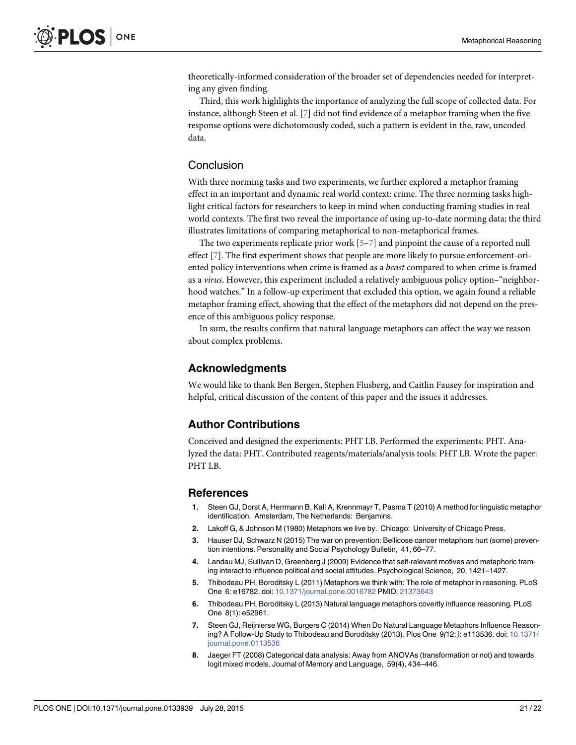theoretically-informed consideration of the broader set of dependencies needed for interpreting any given finding.

Third, this work highlights the importance of analyzing the full scope of collected data. For instance, although Steen et al. [7] did not find evidence of a metaphor framing when the five response options were dichotomously coded, such a pattern is evident in the, raw, uncoded data.

## Conclusion

With three norming tasks and two experiments, we further explored a metaphor framing effect in an important and dynamic real world context: crime. The three norming tasks highlight critical factors for researchers to keep in mind when conducting framing studies in real world contexts. The first two reveal the importance of using up-to-date norming data; the third illustrates limitations of comparing metaphorical to non-metaphorical frames.

The two experiments replicate prior work [5–7] and pinpoint the cause of a reported null effect [7]. The first experiment shows that people are more likely to pursue enforcement-oriented policy interventions when crime is framed as a *beast* compared to when crime is framed as a *virus*. However, this experiment included a relatively ambiguous policy option–"neighborhood watches." In a follow-up experiment that excluded this option, we again found a reliable metaphor framing effect, showing that the effect of the metaphors did not depend on the presence of this ambiguous policy response.

In sum, the results confirm that natural language metaphors can affect the way we reason about complex problems.

## Acknowledgments

We would like to thank Ben Bergen, Stephen Flusberg, and Caitlin Fausey for inspiration and helpful, critical discussion of the content of this paper and the issues it addresses.

## Author Contributions

Conceived and designed the experiments: PHT LB. Performed the experiments: PHT. Analyzed the data: PHT. Contributed reagents/materials/analysis tools: PHT LB. Wrote the paper: PHT LB.

## References

1. Steen GJ, Dorst A, Herrmann B, Kall A, Krennmayr T, Pasma T (2010) A method for linguistic metaphor identification. Amsterdam, The Netherlands: Benjamins.
2. Lakoff G, & Johnson M (1980) Metaphors we live by. Chicago: University of Chicago Press.
3. Hauser DJ, Schwarz N (2015) The war on prevention: Bellicose cancer metaphors hurt (some) prevention intentions. Personality and Social Psychology Bulletin, 41, 66–77.
4. Landau MJ, Sullivan D, Greenberg J (2009) Evidence that self-relevant motives and metaphoric framing interact to influence political and social attitudes. Psychological Science, 20, 1421–1427.
5. Thibodeau PH, Boroditsky L (2011) Metaphors we think with: The role of metaphor in reasoning. PLoS One 6: e16782. doi: 10.1371/journal.pone.0016782 PMID: 21373643
6. Thibodeau PH, Boroditsky L (2013) Natural language metaphors covertly influence reasoning. PLoS One 8(1): e52961.
7. Steen GJ, Reijnierse WG, Burgers C (2014) When Do Natural Language Metaphors Influence Reasoning? A Follow-Up Study to Thibodeau and Boroditsky (2013). Plos One 9(12: ): e113536. doi: 10.1371/journal.pone.0113536
8. Jaeger FT (2008) Categorical data analysis: Away from ANOVAs (transformation or not) and towards logit mixed models. Journal of Memory and Language, 59(4), 434–446.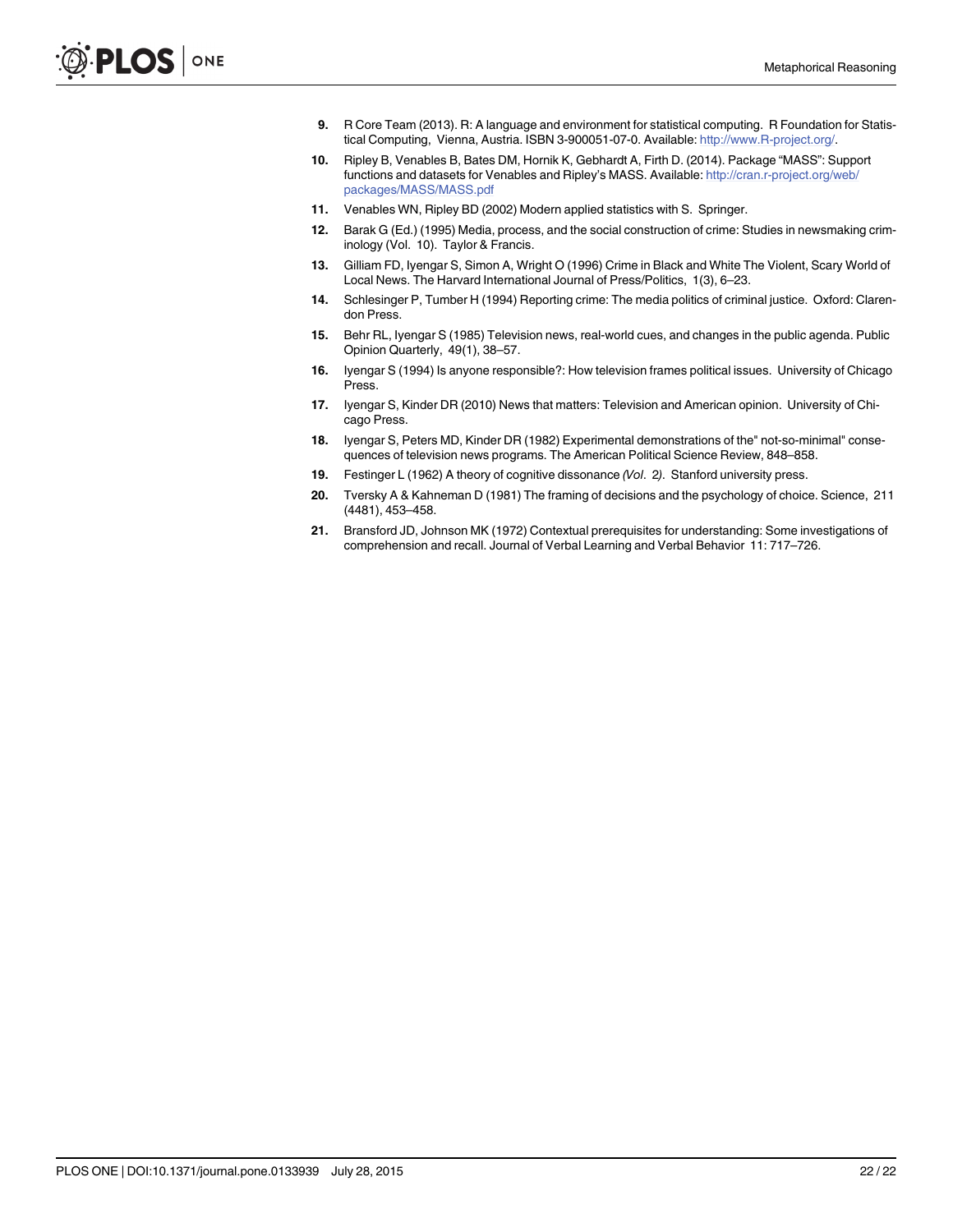9. R Core Team (2013). R: A language and environment for statistical computing. R Foundation for Statistical Computing, Vienna, Austria. ISBN 3-900051-07-0. Available: http://www.R-project.org/.
10. Ripley B, Venables B, Bates DM, Hornik K, Gebhardt A, Firth D. (2014). Package "MASS": Support functions and datasets for Venables and Ripley's MASS. Available: http://cran.r-project.org/web/packages/MASS/MASS.pdf
11. Venables WN, Ripley BD (2002) Modern applied statistics with S. Springer.
12. Barak G (Ed.) (1995) Media, process, and the social construction of crime: Studies in newsmaking criminology (Vol. 10). Taylor & Francis.
13. Gilliam FD, Iyengar S, Simon A, Wright O (1996) Crime in Black and White The Violent, Scary World of Local News. The Harvard International Journal of Press/Politics, 1(3), 6–23.
14. Schlesinger P, Tumber H (1994) Reporting crime: The media politics of criminal justice. Oxford: Clarendon Press.
15. Behr RL, Iyengar S (1985) Television news, real-world cues, and changes in the public agenda. Public Opinion Quarterly, 49(1), 38–57.
16. Iyengar S (1994) Is anyone responsible?: How television frames political issues. University of Chicago Press.
17. Iyengar S, Kinder DR (2010) News that matters: Television and American opinion. University of Chicago Press.
18. Iyengar S, Peters MD, Kinder DR (1982) Experimental demonstrations of the" not-so-minimal" consequences of television news programs. The American Political Science Review, 848–858.
19. Festinger L (1962) A theory of cognitive dissonance *(Vol. 2)*. Stanford university press.
20. Tversky A & Kahneman D (1981) The framing of decisions and the psychology of choice. Science, 211 (4481), 453–458.
21. Bransford JD, Johnson MK (1972) Contextual prerequisites for understanding: Some investigations of comprehension and recall. Journal of Verbal Learning and Verbal Behavior 11: 717–726.